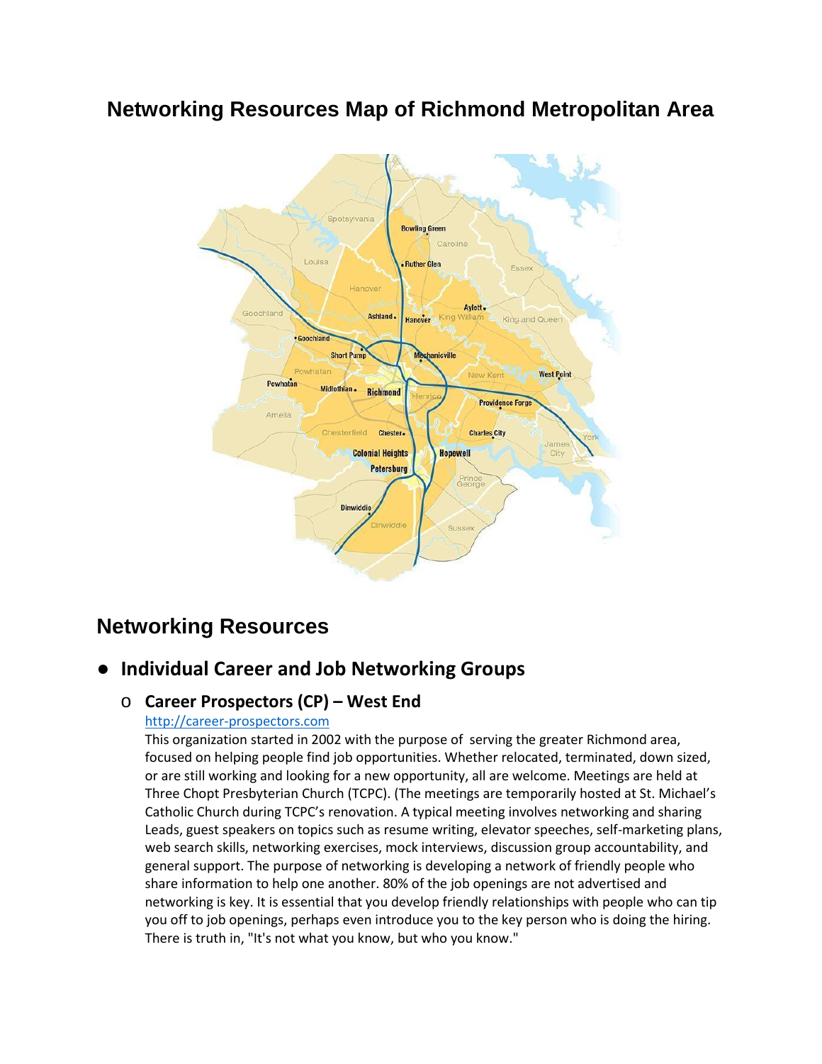# Networking Resources Map of Richmond Metropolitan Area

## Networking Resources

- **Individual Career and Job Networking Groups**
  - **Career Prospectors (CP) – West End**
    [http://career-prospectors.com](http://career-prospectors.com)
    This organization started in 2002 with the purpose of serving the greater Richmond area, focused on helping people find job opportunities. Whether relocated, terminated, down sized, or are still working and looking for a new opportunity, all are welcome. Meetings are held at Three Chopt Presbyterian Church (TCPC). (The meetings are temporarily hosted at St. Michael's Catholic Church during TCPC's renovation. A typical meeting involves networking and sharing Leads, guest speakers on topics such as resume writing, elevator speeches, self-marketing plans, web search skills, networking exercises, mock interviews, discussion group accountability, and general support. The purpose of networking is developing a network of friendly people who share information to help one another. 80% of the job openings are not advertised and networking is key. It is essential that you develop friendly relationships with people who can tip you off to job openings, perhaps even introduce you to the key person who is doing the hiring. There is truth in, "It's not what you know, but who you know."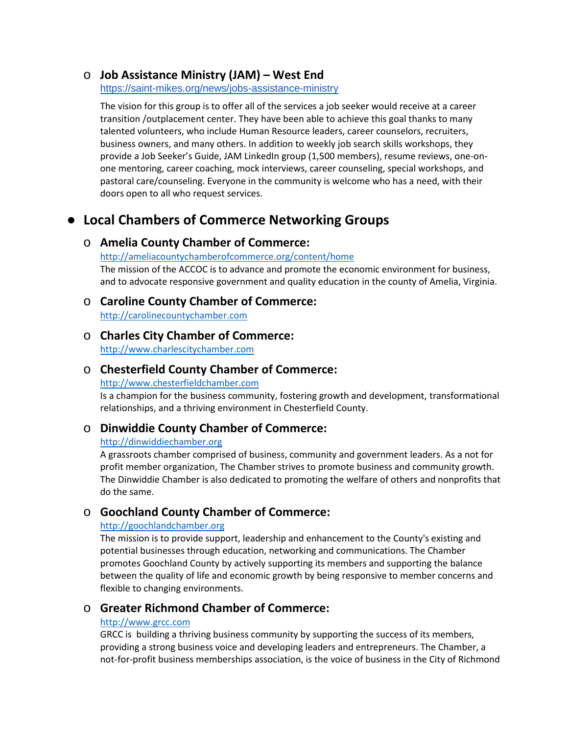- **Job Assistance Ministry (JAM) – West End**
  https://saint-mikes.org/news/jobs-assistance-ministry

  The vision for this group is to offer all of the services a job seeker would receive at a career transition /outplacement center. They have been able to achieve this goal thanks to many talented volunteers, who include Human Resource leaders, career counselors, recruiters, business owners, and many others. In addition to weekly job search skills workshops, they provide a Job Seeker's Guide, JAM LinkedIn group (1,500 members), resume reviews, one-on-one mentoring, career coaching, mock interviews, career counseling, special workshops, and pastoral care/counseling. Everyone in the community is welcome who has a need, with their doors open to all who request services.

## Local Chambers of Commerce Networking Groups

- **Amelia County Chamber of Commerce:**
  http://ameliacountychamberofcommerce.org/content/home
  The mission of the ACCOC is to advance and promote the economic environment for business, and to advocate responsive government and quality education in the county of Amelia, Virginia.

- **Caroline County Chamber of Commerce:**
  http://carolinecountychamber.com

- **Charles City Chamber of Commerce:**
  http://www.charlescitychamber.com

- **Chesterfield County Chamber of Commerce:**
  http://www.chesterfieldchamber.com
  Is a champion for the business community, fostering growth and development, transformational relationships, and a thriving environment in Chesterfield County.

- **Dinwiddie County Chamber of Commerce:**
  http://dinwiddiechamber.org
  A grassroots chamber comprised of business, community and government leaders. As a not for profit member organization, The Chamber strives to promote business and community growth. The Dinwiddie Chamber is also dedicated to promoting the welfare of others and nonprofits that do the same.

- **Goochland County Chamber of Commerce:**
  http://goochlandchamber.org
  The mission is to provide support, leadership and enhancement to the County's existing and potential businesses through education, networking and communications. The Chamber promotes Goochland County by actively supporting its members and supporting the balance between the quality of life and economic growth by being responsive to member concerns and flexible to changing environments.

- **Greater Richmond Chamber of Commerce:**
  http://www.grcc.com
  GRCC is building a thriving business community by supporting the success of its members, providing a strong business voice and developing leaders and entrepreneurs. The Chamber, a not-for-profit business memberships association, is the voice of business in the City of Richmond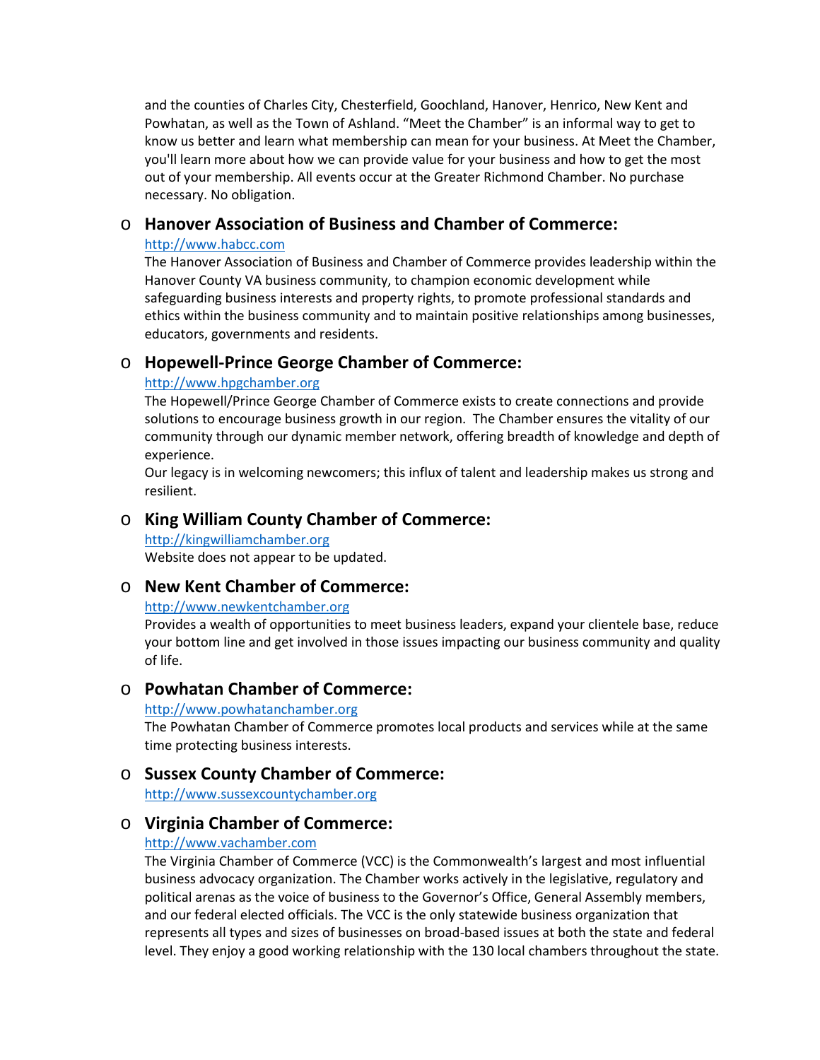and the counties of Charles City, Chesterfield, Goochland, Hanover, Henrico, New Kent and Powhatan, as well as the Town of Ashland. "Meet the Chamber" is an informal way to get to know us better and learn what membership can mean for your business. At Meet the Chamber, you'll learn more about how we can provide value for your business and how to get the most out of your membership. All events occur at the Greater Richmond Chamber. No purchase necessary. No obligation.

- **Hanover Association of Business and Chamber of Commerce:**
  http://www.habcc.com
  The Hanover Association of Business and Chamber of Commerce provides leadership within the Hanover County VA business community, to champion economic development while safeguarding business interests and property rights, to promote professional standards and ethics within the business community and to maintain positive relationships among businesses, educators, governments and residents.

- **Hopewell-Prince George Chamber of Commerce:**
  http://www.hpgchamber.org
  The Hopewell/Prince George Chamber of Commerce exists to create connections and provide solutions to encourage business growth in our region. The Chamber ensures the vitality of our community through our dynamic member network, offering breadth of knowledge and depth of experience.
  Our legacy is in welcoming newcomers; this influx of talent and leadership makes us strong and resilient.

- **King William County Chamber of Commerce:**
  http://kingwilliamchamber.org
  Website does not appear to be updated.

- **New Kent Chamber of Commerce:**
  http://www.newkentchamber.org
  Provides a wealth of opportunities to meet business leaders, expand your clientele base, reduce your bottom line and get involved in those issues impacting our business community and quality of life.

- **Powhatan Chamber of Commerce:**
  http://www.powhatanchamber.org
  The Powhatan Chamber of Commerce promotes local products and services while at the same time protecting business interests.

- **Sussex County Chamber of Commerce:**
  http://www.sussexcountychamber.org

- **Virginia Chamber of Commerce:**
  http://www.vachamber.com
  The Virginia Chamber of Commerce (VCC) is the Commonwealth's largest and most influential business advocacy organization. The Chamber works actively in the legislative, regulatory and political arenas as the voice of business to the Governor's Office, General Assembly members, and our federal elected officials. The VCC is the only statewide business organization that represents all types and sizes of businesses on broad-based issues at both the state and federal level. They enjoy a good working relationship with the 130 local chambers throughout the state.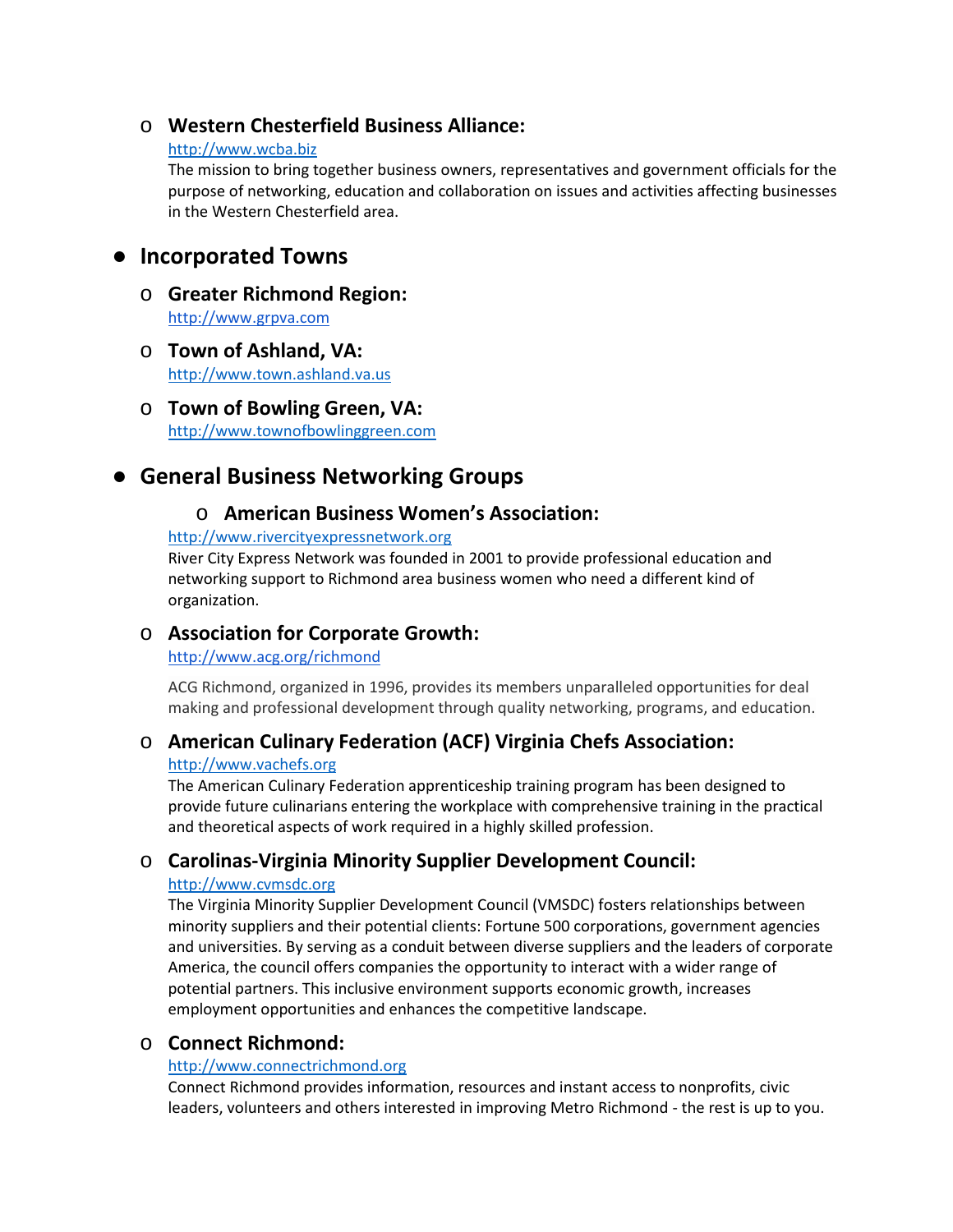- **Western Chesterfield Business Alliance:**
  http://www.wcba.biz
  The mission to bring together business owners, representatives and government officials for the purpose of networking, education and collaboration on issues and activities affecting businesses in the Western Chesterfield area.

## Incorporated Towns

- **Greater Richmond Region:**
  http://www.grpva.com

- **Town of Ashland, VA:**
  http://www.town.ashland.va.us

- **Town of Bowling Green, VA:**
  http://www.townofbowlinggreen.com

## General Business Networking Groups

- **American Business Women's Association:**
  http://www.rivercityexpressnetwork.org
  River City Express Network was founded in 2001 to provide professional education and networking support to Richmond area business women who need a different kind of organization.

- **Association for Corporate Growth:**
  http://www.acg.org/richmond
  ACG Richmond, organized in 1996, provides its members unparalleled opportunities for deal making and professional development through quality networking, programs, and education.

- **American Culinary Federation (ACF) Virginia Chefs Association:**
  http://www.vachefs.org
  The American Culinary Federation apprenticeship training program has been designed to provide future culinarians entering the workplace with comprehensive training in the practical and theoretical aspects of work required in a highly skilled profession.

- **Carolinas-Virginia Minority Supplier Development Council:**
  http://www.cvmsdc.org
  The Virginia Minority Supplier Development Council (VMSDC) fosters relationships between minority suppliers and their potential clients: Fortune 500 corporations, government agencies and universities. By serving as a conduit between diverse suppliers and the leaders of corporate America, the council offers companies the opportunity to interact with a wider range of potential partners. This inclusive environment supports economic growth, increases employment opportunities and enhances the competitive landscape.

- **Connect Richmond:**
  http://www.connectrichmond.org
  Connect Richmond provides information, resources and instant access to nonprofits, civic leaders, volunteers and others interested in improving Metro Richmond - the rest is up to you.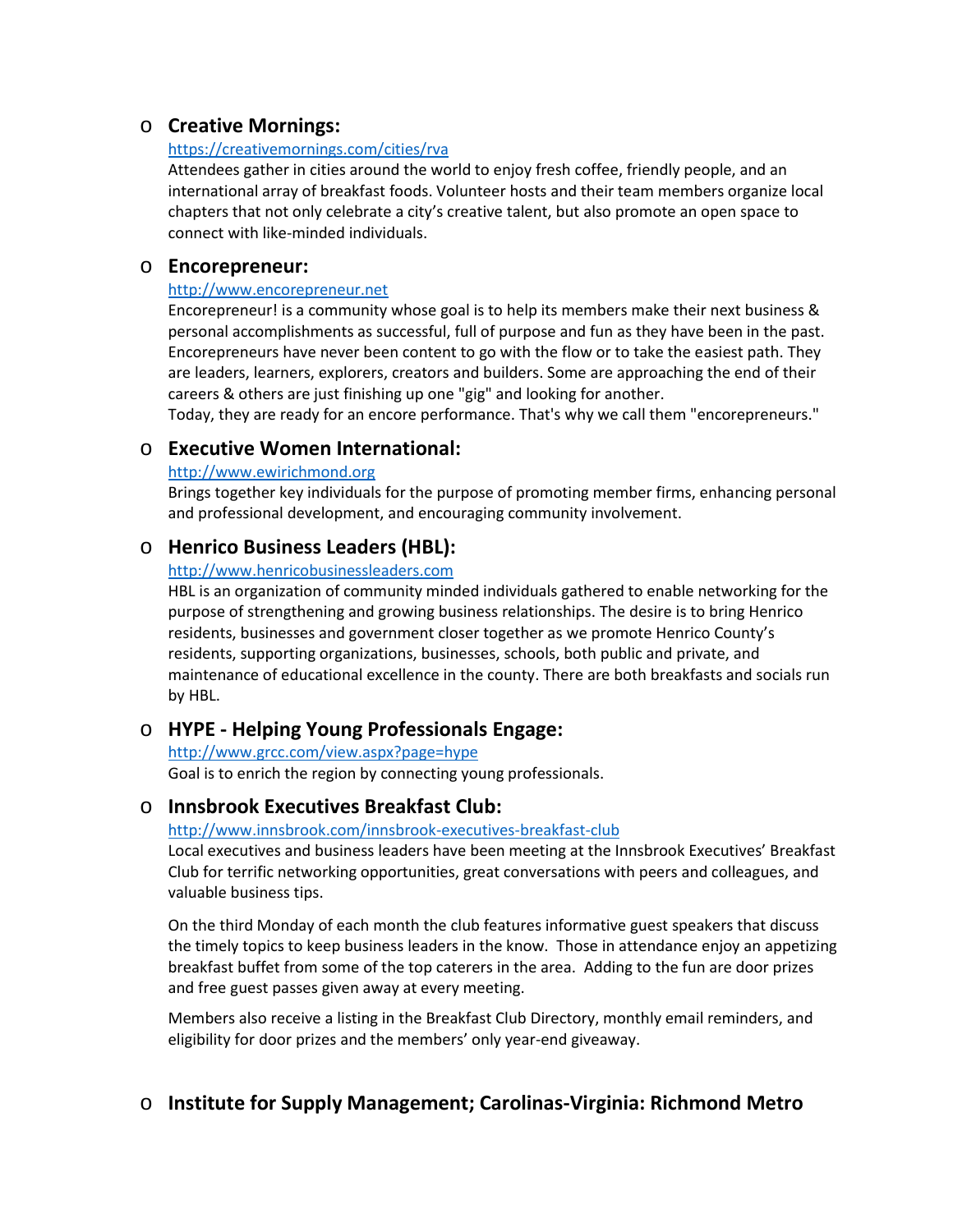- **Creative Mornings:**
  https://creativemornings.com/cities/rva
  Attendees gather in cities around the world to enjoy fresh coffee, friendly people, and an international array of breakfast foods. Volunteer hosts and their team members organize local chapters that not only celebrate a city's creative talent, but also promote an open space to connect with like-minded individuals.

- **Encorepreneur:**
  http://www.encorepreneur.net
  Encorepreneur! is a community whose goal is to help its members make their next business & personal accomplishments as successful, full of purpose and fun as they have been in the past. Encorepreneurs have never been content to go with the flow or to take the easiest path. They are leaders, learners, explorers, creators and builders. Some are approaching the end of their careers & others are just finishing up one "gig" and looking for another.
  Today, they are ready for an encore performance. That's why we call them "encorepreneurs."

- **Executive Women International:**
  http://www.ewirichmond.org
  Brings together key individuals for the purpose of promoting member firms, enhancing personal and professional development, and encouraging community involvement.

- **Henrico Business Leaders (HBL):**
  http://www.henricobusinessleaders.com
  HBL is an organization of community minded individuals gathered to enable networking for the purpose of strengthening and growing business relationships. The desire is to bring Henrico residents, businesses and government closer together as we promote Henrico County's residents, supporting organizations, businesses, schools, both public and private, and maintenance of educational excellence in the county. There are both breakfasts and socials run by HBL.

- **HYPE - Helping Young Professionals Engage:**
  http://www.grcc.com/view.aspx?page=hype
  Goal is to enrich the region by connecting young professionals.

- **Innsbrook Executives Breakfast Club:**
  http://www.innsbrook.com/innsbrook-executives-breakfast-club
  Local executives and business leaders have been meeting at the Innsbrook Executives' Breakfast Club for terrific networking opportunities, great conversations with peers and colleagues, and valuable business tips.

  On the third Monday of each month the club features informative guest speakers that discuss the timely topics to keep business leaders in the know. Those in attendance enjoy an appetizing breakfast buffet from some of the top caterers in the area. Adding to the fun are door prizes and free guest passes given away at every meeting.

  Members also receive a listing in the Breakfast Club Directory, monthly email reminders, and eligibility for door prizes and the members' only year-end giveaway.

- **Institute for Supply Management; Carolinas-Virginia: Richmond Metro**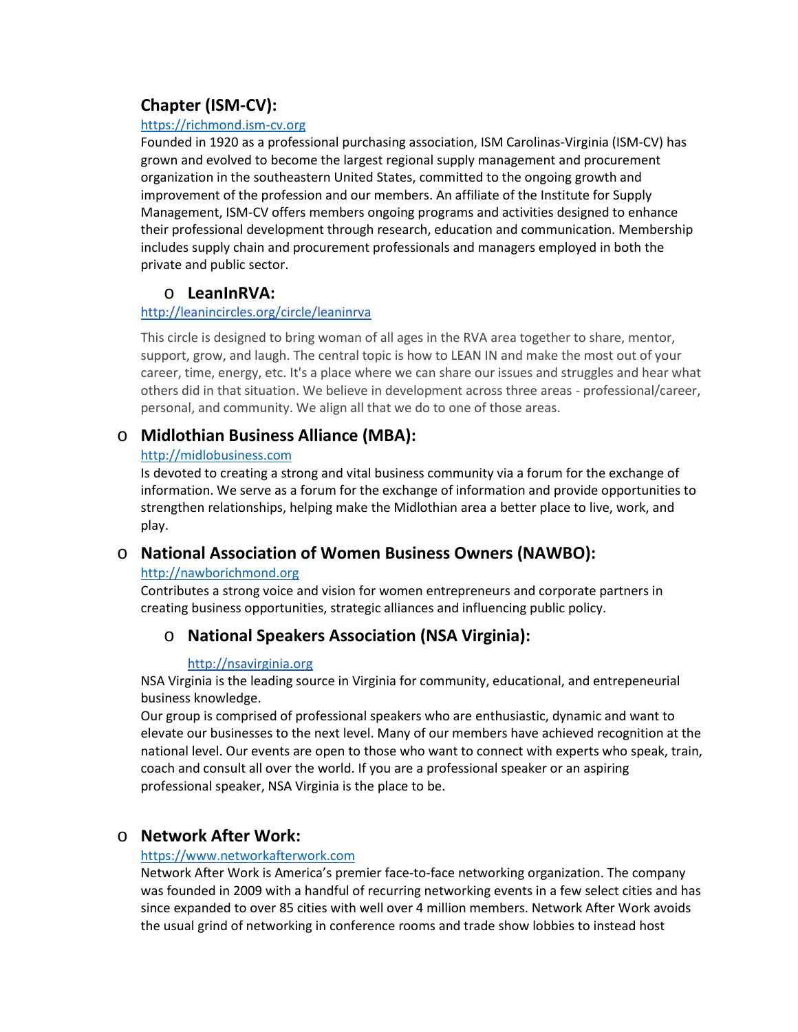**Chapter (ISM-CV):**

https://richmond.ism-cv.org

Founded in 1920 as a professional purchasing association, ISM Carolinas-Virginia (ISM-CV) has grown and evolved to become the largest regional supply management and procurement organization in the southeastern United States, committed to the ongoing growth and improvement of the profession and our members. An affiliate of the Institute for Supply Management, ISM-CV offers members ongoing programs and activities designed to enhance their professional development through research, education and communication. Membership includes supply chain and procurement professionals and managers employed in both the private and public sector.

- **LeanInRVA:**

  http://leanincircles.org/circle/leaninrva

  This circle is designed to bring woman of all ages in the RVA area together to share, mentor, support, grow, and laugh. The central topic is how to LEAN IN and make the most out of your career, time, energy, etc. It's a place where we can share our issues and struggles and hear what others did in that situation. We believe in development across three areas - professional/career, personal, and community. We align all that we do to one of those areas.

- **Midlothian Business Alliance (MBA):**

  http://midlobusiness.com

  Is devoted to creating a strong and vital business community via a forum for the exchange of information. We serve as a forum for the exchange of information and provide opportunities to strengthen relationships, helping make the Midlothian area a better place to live, work, and play.

- **National Association of Women Business Owners (NAWBO):**

  http://nawborichmond.org

  Contributes a strong voice and vision for women entrepreneurs and corporate partners in creating business opportunities, strategic alliances and influencing public policy.

- **National Speakers Association (NSA Virginia):**

  http://nsavirginia.org

  NSA Virginia is the leading source in Virginia for community, educational, and entrepeneurial business knowledge.

  Our group is comprised of professional speakers who are enthusiastic, dynamic and want to elevate our businesses to the next level. Many of our members have achieved recognition at the national level. Our events are open to those who want to connect with experts who speak, train, coach and consult all over the world. If you are a professional speaker or an aspiring professional speaker, NSA Virginia is the place to be.

- **Network After Work:**

  https://www.networkafterwork.com

  Network After Work is America's premier face-to-face networking organization. The company was founded in 2009 with a handful of recurring networking events in a few select cities and has since expanded to over 85 cities with well over 4 million members. Network After Work avoids the usual grind of networking in conference rooms and trade show lobbies to instead host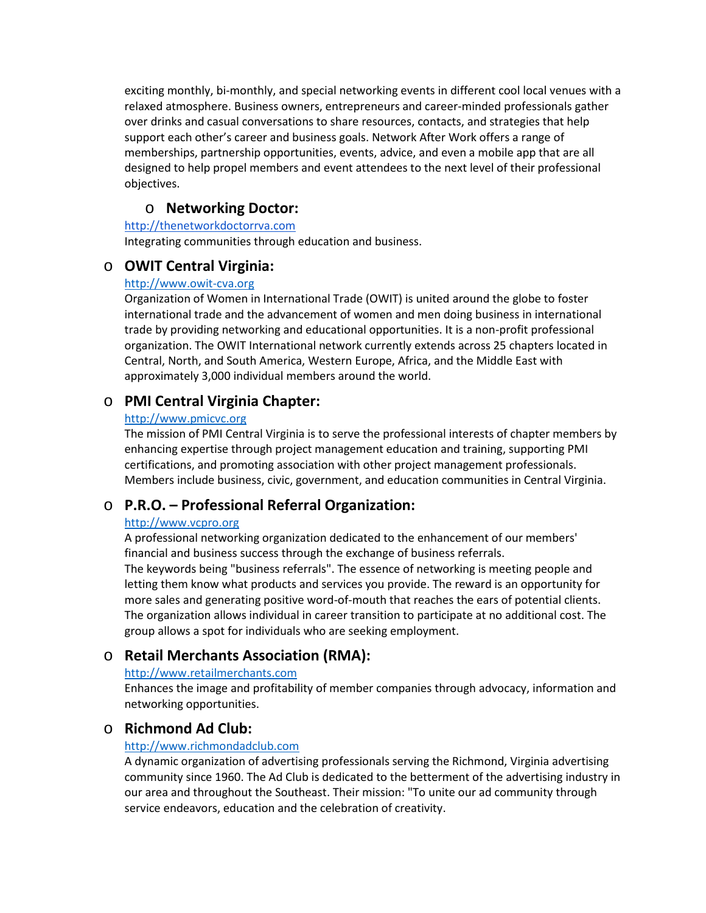exciting monthly, bi-monthly, and special networking events in different cool local venues with a relaxed atmosphere. Business owners, entrepreneurs and career-minded professionals gather over drinks and casual conversations to share resources, contacts, and strategies that help support each other's career and business goals. Network After Work offers a range of memberships, partnership opportunities, events, advice, and even a mobile app that are all designed to help propel members and event attendees to the next level of their professional objectives.

- **Networking Doctor:**
  http://thenetworkdoctorrva.com
  Integrating communities through education and business.

- **OWIT Central Virginia:**
  http://www.owit-cva.org
  Organization of Women in International Trade (OWIT) is united around the globe to foster international trade and the advancement of women and men doing business in international trade by providing networking and educational opportunities. It is a non-profit professional organization. The OWIT International network currently extends across 25 chapters located in Central, North, and South America, Western Europe, Africa, and the Middle East with approximately 3,000 individual members around the world.

- **PMI Central Virginia Chapter:**
  http://www.pmicvc.org
  The mission of PMI Central Virginia is to serve the professional interests of chapter members by enhancing expertise through project management education and training, supporting PMI certifications, and promoting association with other project management professionals. Members include business, civic, government, and education communities in Central Virginia.

- **P.R.O. – Professional Referral Organization:**
  http://www.vcpro.org
  A professional networking organization dedicated to the enhancement of our members' financial and business success through the exchange of business referrals.
  The keywords being "business referrals". The essence of networking is meeting people and letting them know what products and services you provide. The reward is an opportunity for more sales and generating positive word-of-mouth that reaches the ears of potential clients. The organization allows individual in career transition to participate at no additional cost. The group allows a spot for individuals who are seeking employment.

- **Retail Merchants Association (RMA):**
  http://www.retailmerchants.com
  Enhances the image and profitability of member companies through advocacy, information and networking opportunities.

- **Richmond Ad Club:**
  http://www.richmondadclub.com
  A dynamic organization of advertising professionals serving the Richmond, Virginia advertising community since 1960. The Ad Club is dedicated to the betterment of the advertising industry in our area and throughout the Southeast. Their mission: "To unite our ad community through service endeavors, education and the celebration of creativity.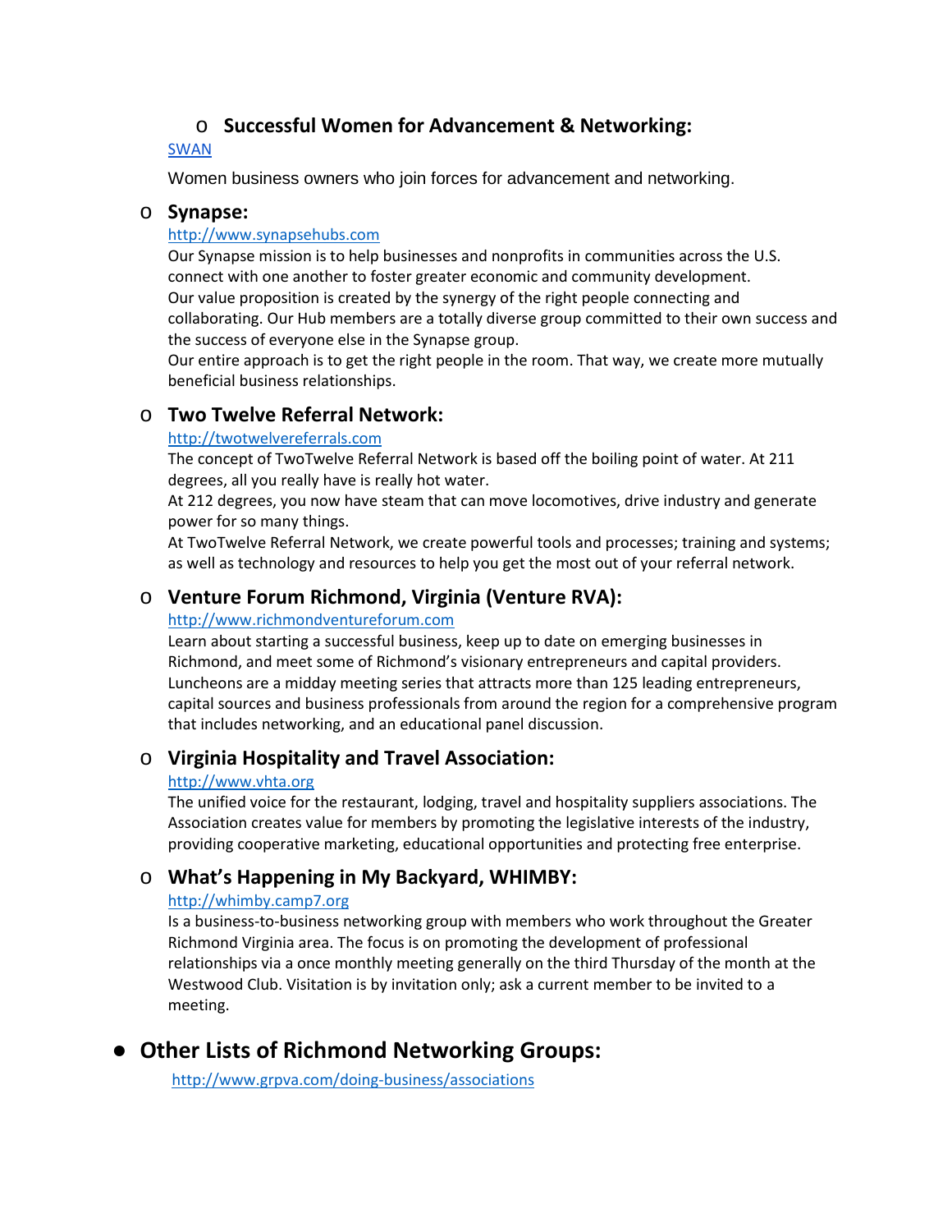- **Successful Women for Advancement & Networking:**

  [SWAN](SWAN)

  Women business owners who join forces for advancement and networking.

- **Synapse:**

  http://www.synapsehubs.com

  Our Synapse mission is to help businesses and nonprofits in communities across the U.S. connect with one another to foster greater economic and community development.
  Our value proposition is created by the synergy of the right people connecting and collaborating. Our Hub members are a totally diverse group committed to their own success and the success of everyone else in the Synapse group.
  Our entire approach is to get the right people in the room. That way, we create more mutually beneficial business relationships.

- **Two Twelve Referral Network:**

  http://twotwelvereferrals.com

  The concept of TwoTwelve Referral Network is based off the boiling point of water. At 211 degrees, all you really have is really hot water.
  At 212 degrees, you now have steam that can move locomotives, drive industry and generate power for so many things.
  At TwoTwelve Referral Network, we create powerful tools and processes; training and systems; as well as technology and resources to help you get the most out of your referral network.

- **Venture Forum Richmond, Virginia (Venture RVA):**

  http://www.richmondventureforum.com

  Learn about starting a successful business, keep up to date on emerging businesses in Richmond, and meet some of Richmond's visionary entrepreneurs and capital providers. Luncheons are a midday meeting series that attracts more than 125 leading entrepreneurs, capital sources and business professionals from around the region for a comprehensive program that includes networking, and an educational panel discussion.

- **Virginia Hospitality and Travel Association:**

  http://www.vhta.org

  The unified voice for the restaurant, lodging, travel and hospitality suppliers associations. The Association creates value for members by promoting the legislative interests of the industry, providing cooperative marketing, educational opportunities and protecting free enterprise.

- **What's Happening in My Backyard, WHIMBY:**

  http://whimby.camp7.org

  Is a business-to-business networking group with members who work throughout the Greater Richmond Virginia area. The focus is on promoting the development of professional relationships via a once monthly meeting generally on the third Thursday of the month at the Westwood Club. Visitation is by invitation only; ask a current member to be invited to a meeting.

## Other Lists of Richmond Networking Groups:

http://www.grpva.com/doing-business/associations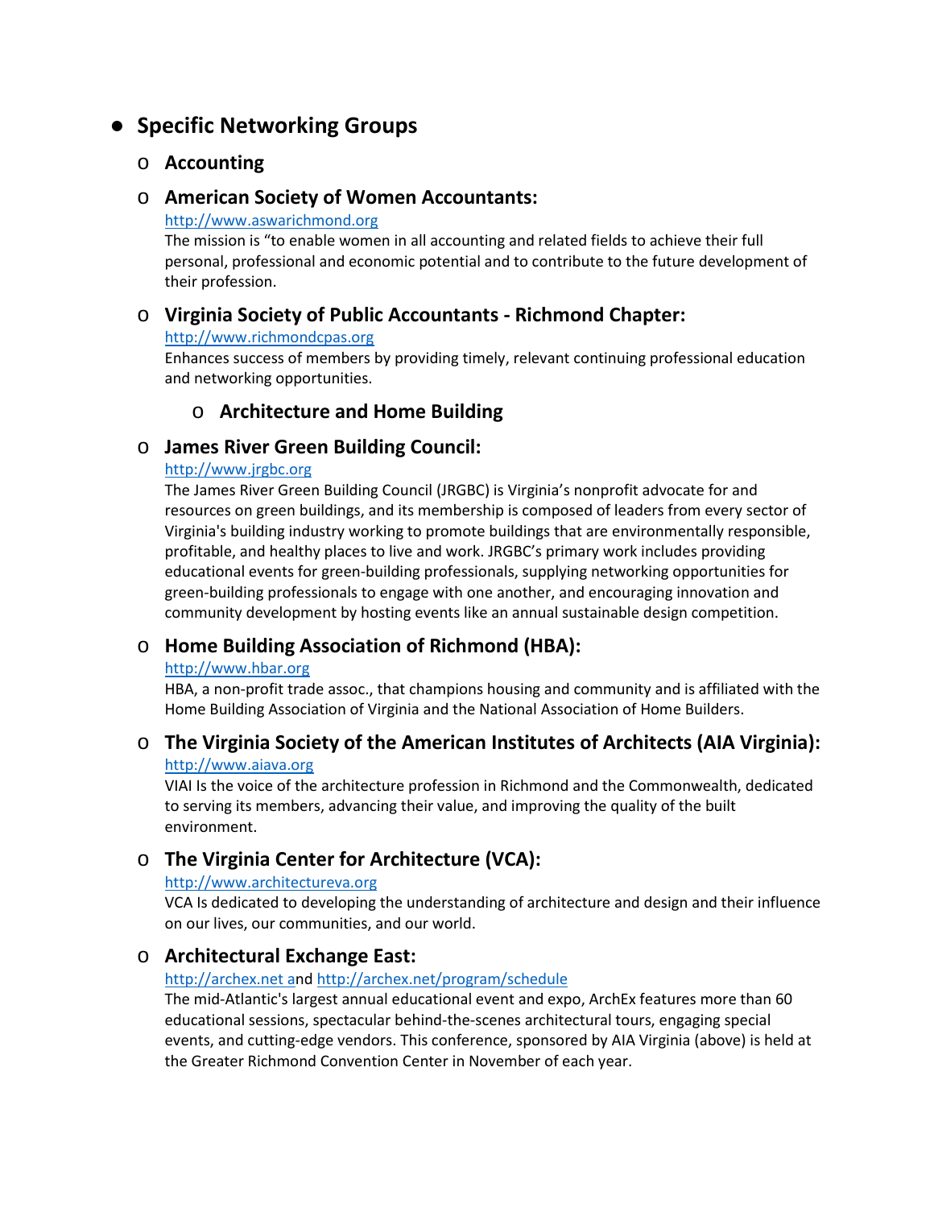- **Specific Networking Groups**
  - **Accounting**
  - **American Society of Women Accountants:**
    http://www.aswarichmond.org
    The mission is "to enable women in all accounting and related fields to achieve their full personal, professional and economic potential and to contribute to the future development of their profession.
  - **Virginia Society of Public Accountants - Richmond Chapter:**
    http://www.richmondcpas.org
    Enhances success of members by providing timely, relevant continuing professional education and networking opportunities.
    - **Architecture and Home Building**
  - **James River Green Building Council:**
    http://www.jrgbc.org
    The James River Green Building Council (JRGBC) is Virginia's nonprofit advocate for and resources on green buildings, and its membership is composed of leaders from every sector of Virginia's building industry working to promote buildings that are environmentally responsible, profitable, and healthy places to live and work. JRGBC's primary work includes providing educational events for green-building professionals, supplying networking opportunities for green-building professionals to engage with one another, and encouraging innovation and community development by hosting events like an annual sustainable design competition.
  - **Home Building Association of Richmond (HBA):**
    http://www.hbar.org
    HBA, a non-profit trade assoc., that champions housing and community and is affiliated with the Home Building Association of Virginia and the National Association of Home Builders.
  - **The Virginia Society of the American Institutes of Architects (AIA Virginia):**
    http://www.aiava.org
    VIAI Is the voice of the architecture profession in Richmond and the Commonwealth, dedicated to serving its members, advancing their value, and improving the quality of the built environment.
  - **The Virginia Center for Architecture (VCA):**
    http://www.architectureva.org
    VCA Is dedicated to developing the understanding of architecture and design and their influence on our lives, our communities, and our world.
  - **Architectural Exchange East:**
    http://archex.net and http://archex.net/program/schedule
    The mid-Atlantic's largest annual educational event and expo, ArchEx features more than 60 educational sessions, spectacular behind-the-scenes architectural tours, engaging special events, and cutting-edge vendors. This conference, sponsored by AIA Virginia (above) is held at the Greater Richmond Convention Center in November of each year.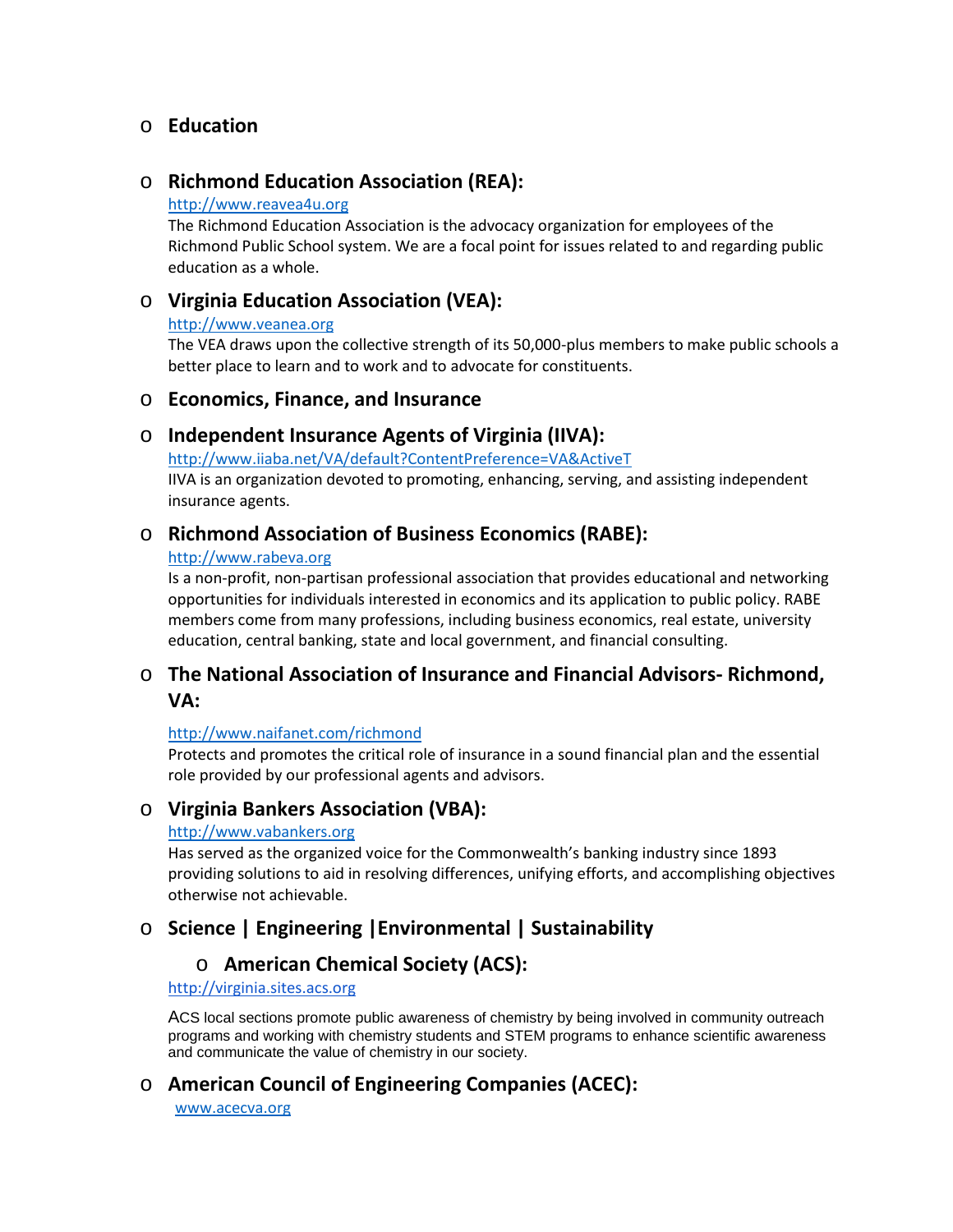- **Education**

- **Richmond Education Association (REA):**

  http://www.reavea4u.org

  The Richmond Education Association is the advocacy organization for employees of the Richmond Public School system. We are a focal point for issues related to and regarding public education as a whole.

- **Virginia Education Association (VEA):**

  http://www.veanea.org

  The VEA draws upon the collective strength of its 50,000-plus members to make public schools a better place to learn and to work and to advocate for constituents.

- **Economics, Finance, and Insurance**

- **Independent Insurance Agents of Virginia (IIVA):**

  http://www.iiaba.net/VA/default?ContentPreference=VA&ActiveT

  IIVA is an organization devoted to promoting, enhancing, serving, and assisting independent insurance agents.

- **Richmond Association of Business Economics (RABE):**

  http://www.rabeva.org

  Is a non-profit, non-partisan professional association that provides educational and networking opportunities for individuals interested in economics and its application to public policy. RABE members come from many professions, including business economics, real estate, university education, central banking, state and local government, and financial consulting.

- **The National Association of Insurance and Financial Advisors- Richmond, VA:**

  http://www.naifanet.com/richmond

  Protects and promotes the critical role of insurance in a sound financial plan and the essential role provided by our professional agents and advisors.

- **Virginia Bankers Association (VBA):**

  http://www.vabankers.org

  Has served as the organized voice for the Commonwealth's banking industry since 1893 providing solutions to aid in resolving differences, unifying efforts, and accomplishing objectives otherwise not achievable.

- **Science | Engineering |Environmental | Sustainability**

  - **American Chemical Society (ACS):**

  http://virginia.sites.acs.org

  ACS local sections promote public awareness of chemistry by being involved in community outreach programs and working with chemistry students and STEM programs to enhance scientific awareness and communicate the value of chemistry in our society.

- **American Council of Engineering Companies (ACEC):**

  www.acecva.org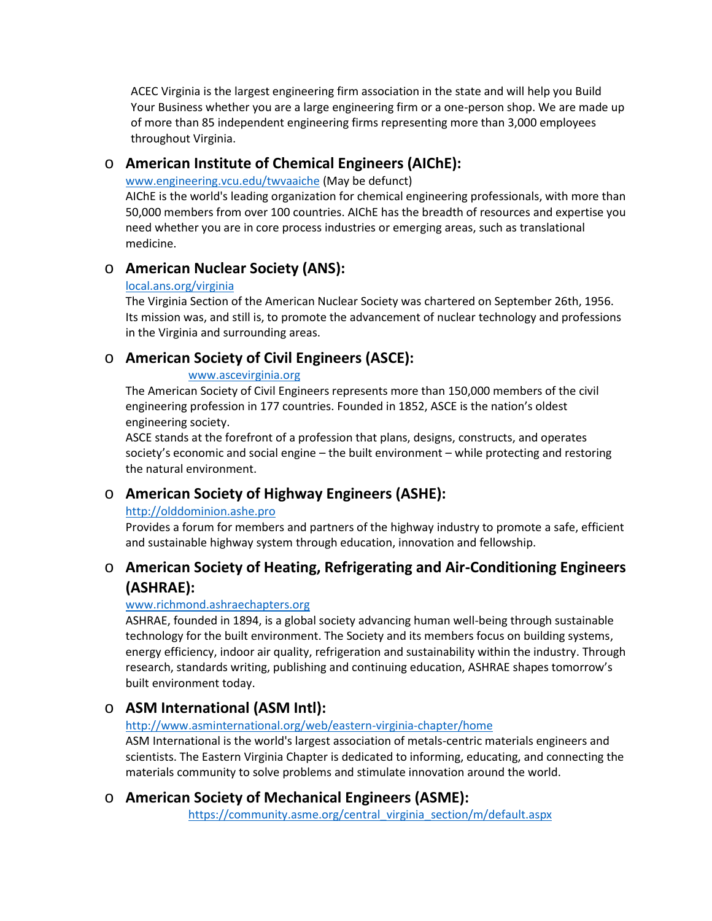ACEC Virginia is the largest engineering firm association in the state and will help you Build Your Business whether you are a large engineering firm or a one-person shop. We are made up of more than 85 independent engineering firms representing more than 3,000 employees throughout Virginia.

- ### American Institute of Chemical Engineers (AIChE):

  www.engineering.vcu.edu/twvaaiche (May be defunct)

  AIChE is the world's leading organization for chemical engineering professionals, with more than 50,000 members from over 100 countries. AIChE has the breadth of resources and expertise you need whether you are in core process industries or emerging areas, such as translational medicine.

- ### American Nuclear Society (ANS):

  local.ans.org/virginia

  The Virginia Section of the American Nuclear Society was chartered on September 26th, 1956. Its mission was, and still is, to promote the advancement of nuclear technology and professions in the Virginia and surrounding areas.

- ### American Society of Civil Engineers (ASCE):

  www.ascevirginia.org

  The American Society of Civil Engineers represents more than 150,000 members of the civil engineering profession in 177 countries. Founded in 1852, ASCE is the nation's oldest engineering society.

  ASCE stands at the forefront of a profession that plans, designs, constructs, and operates society's economic and social engine – the built environment – while protecting and restoring the natural environment.

- ### American Society of Highway Engineers (ASHE):

  http://olddominion.ashe.pro

  Provides a forum for members and partners of the highway industry to promote a safe, efficient and sustainable highway system through education, innovation and fellowship.

- ### American Society of Heating, Refrigerating and Air-Conditioning Engineers (ASHRAE):

  www.richmond.ashraechapters.org

  ASHRAE, founded in 1894, is a global society advancing human well-being through sustainable technology for the built environment. The Society and its members focus on building systems, energy efficiency, indoor air quality, refrigeration and sustainability within the industry. Through research, standards writing, publishing and continuing education, ASHRAE shapes tomorrow's built environment today.

- ### ASM International (ASM Intl):

  http://www.asminternational.org/web/eastern-virginia-chapter/home

  ASM International is the world's largest association of metals-centric materials engineers and scientists. The Eastern Virginia Chapter is dedicated to informing, educating, and connecting the materials community to solve problems and stimulate innovation around the world.

- ### American Society of Mechanical Engineers (ASME):

  https://community.asme.org/central_virginia_section/m/default.aspx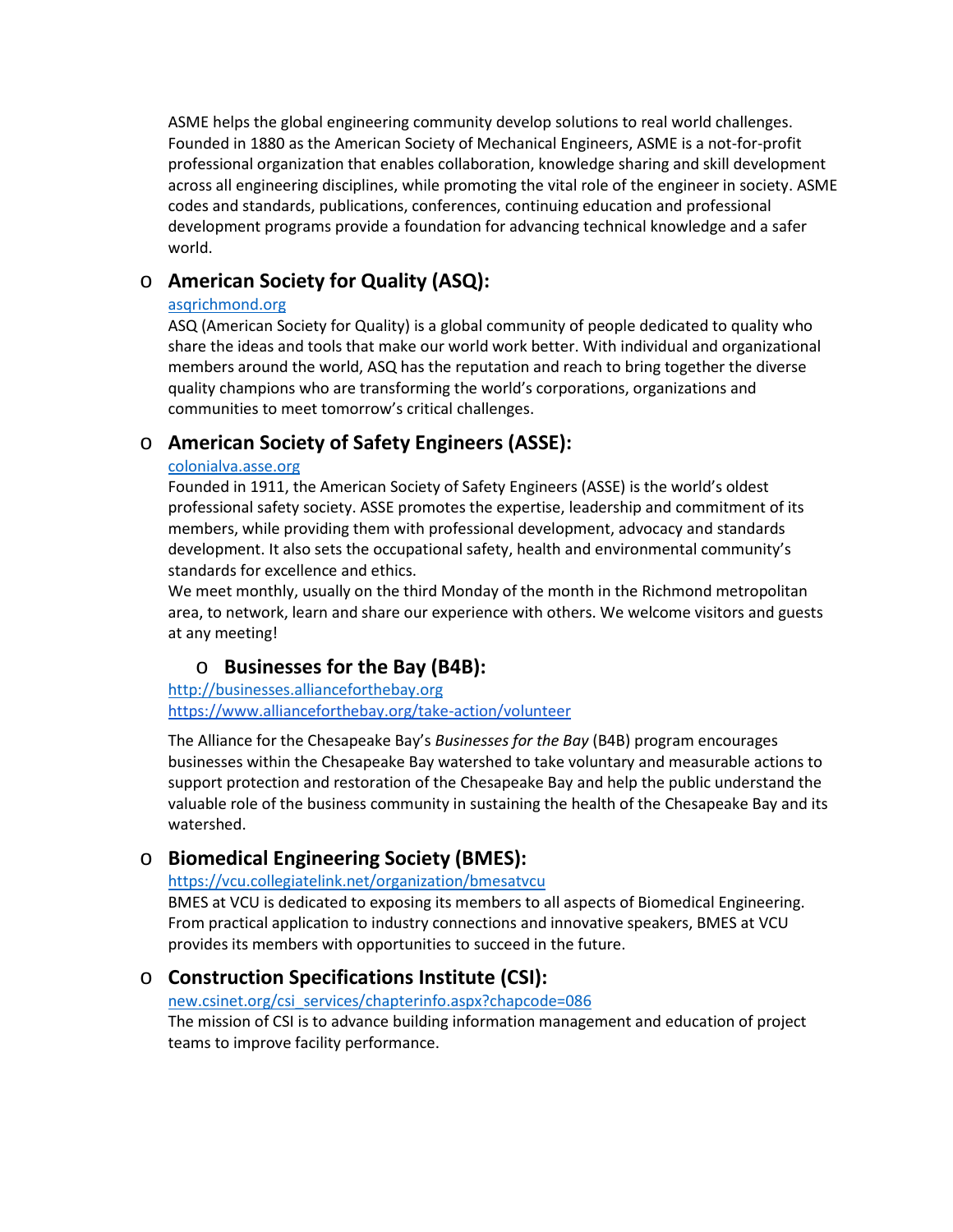ASME helps the global engineering community develop solutions to real world challenges. Founded in 1880 as the American Society of Mechanical Engineers, ASME is a not-for-profit professional organization that enables collaboration, knowledge sharing and skill development across all engineering disciplines, while promoting the vital role of the engineer in society. ASME codes and standards, publications, conferences, continuing education and professional development programs provide a foundation for advancing technical knowledge and a safer world.

- **American Society for Quality (ASQ):**

  asqrichmond.org

  ASQ (American Society for Quality) is a global community of people dedicated to quality who share the ideas and tools that make our world work better. With individual and organizational members around the world, ASQ has the reputation and reach to bring together the diverse quality champions who are transforming the world's corporations, organizations and communities to meet tomorrow's critical challenges.

- **American Society of Safety Engineers (ASSE):**

  colonialva.asse.org

  Founded in 1911, the American Society of Safety Engineers (ASSE) is the world's oldest professional safety society. ASSE promotes the expertise, leadership and commitment of its members, while providing them with professional development, advocacy and standards development. It also sets the occupational safety, health and environmental community's standards for excellence and ethics.

  We meet monthly, usually on the third Monday of the month in the Richmond metropolitan area, to network, learn and share our experience with others. We welcome visitors and guests at any meeting!

- **Businesses for the Bay (B4B):**

  http://businesses.allianceforthebay.org

  https://www.allianceforthebay.org/take-action/volunteer

  The Alliance for the Chesapeake Bay's *Businesses for the Bay* (B4B) program encourages businesses within the Chesapeake Bay watershed to take voluntary and measurable actions to support protection and restoration of the Chesapeake Bay and help the public understand the valuable role of the business community in sustaining the health of the Chesapeake Bay and its watershed.

- **Biomedical Engineering Society (BMES):**

  https://vcu.collegiatelink.net/organization/bmesatvcu

  BMES at VCU is dedicated to exposing its members to all aspects of Biomedical Engineering. From practical application to industry connections and innovative speakers, BMES at VCU provides its members with opportunities to succeed in the future.

- **Construction Specifications Institute (CSI):**

  new.csinet.org/csi_services/chapterinfo.aspx?chapcode=086

  The mission of CSI is to advance building information management and education of project teams to improve facility performance.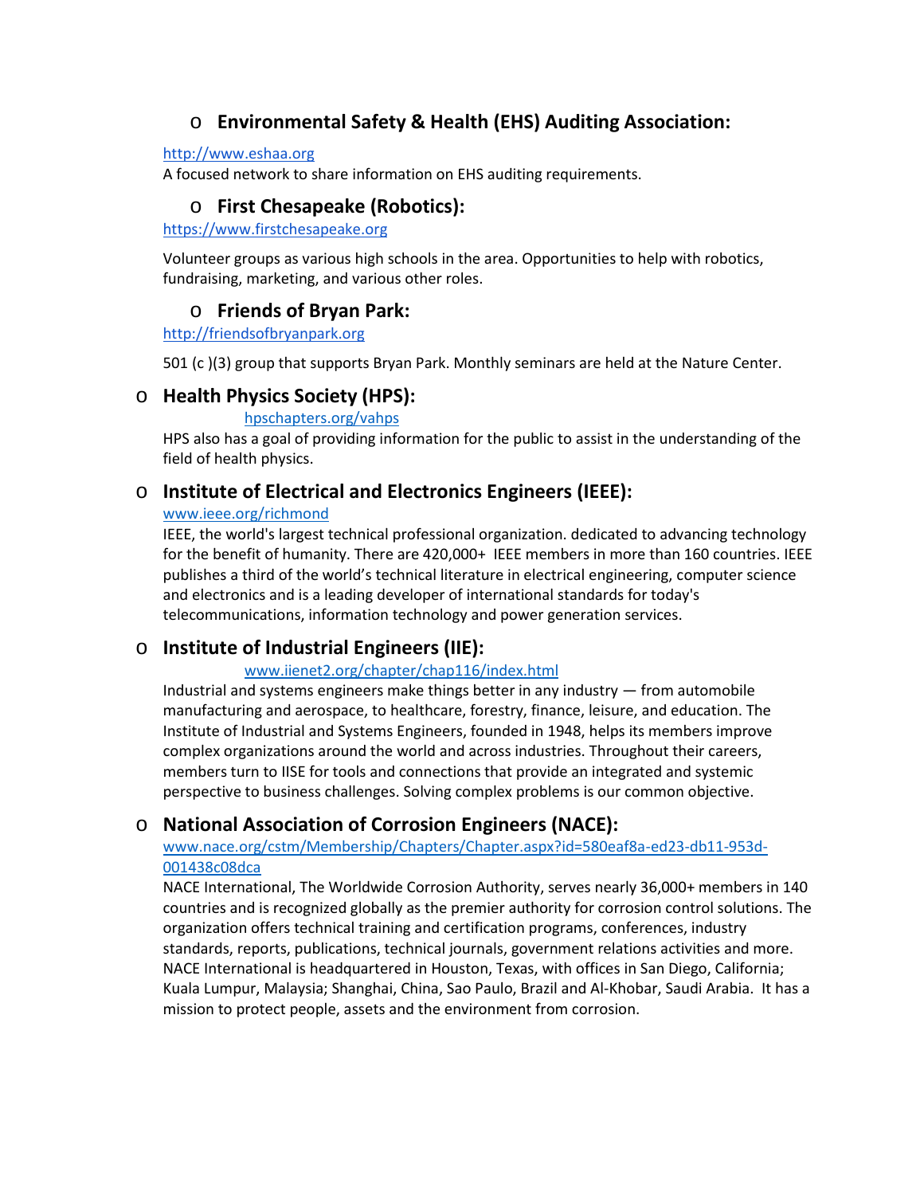- **Environmental Safety & Health (EHS) Auditing Association:**

  http://www.eshaa.org

  A focused network to share information on EHS auditing requirements.

- **First Chesapeake (Robotics):**

  https://www.firstchesapeake.org

  Volunteer groups as various high schools in the area. Opportunities to help with robotics, fundraising, marketing, and various other roles.

- **Friends of Bryan Park:**

  http://friendsofbryanpark.org

  501 (c )(3) group that supports Bryan Park. Monthly seminars are held at the Nature Center.

- **Health Physics Society (HPS):**

  hpschapters.org/vahps

  HPS also has a goal of providing information for the public to assist in the understanding of the field of health physics.

- **Institute of Electrical and Electronics Engineers (IEEE):**

  www.ieee.org/richmond

  IEEE, the world's largest technical professional organization. dedicated to advancing technology for the benefit of humanity. There are 420,000+ IEEE members in more than 160 countries. IEEE publishes a third of the world's technical literature in electrical engineering, computer science and electronics and is a leading developer of international standards for today's telecommunications, information technology and power generation services.

- **Institute of Industrial Engineers (IIE):**

  www.iienet2.org/chapter/chap116/index.html

  Industrial and systems engineers make things better in any industry — from automobile manufacturing and aerospace, to healthcare, forestry, finance, leisure, and education. The Institute of Industrial and Systems Engineers, founded in 1948, helps its members improve complex organizations around the world and across industries. Throughout their careers, members turn to IISE for tools and connections that provide an integrated and systemic perspective to business challenges. Solving complex problems is our common objective.

- **National Association of Corrosion Engineers (NACE):**

  www.nace.org/cstm/Membership/Chapters/Chapter.aspx?id=580eaf8a-ed23-db11-953d-001438c08dca

  NACE International, The Worldwide Corrosion Authority, serves nearly 36,000+ members in 140 countries and is recognized globally as the premier authority for corrosion control solutions. The organization offers technical training and certification programs, conferences, industry standards, reports, publications, technical journals, government relations activities and more. NACE International is headquartered in Houston, Texas, with offices in San Diego, California; Kuala Lumpur, Malaysia; Shanghai, China, Sao Paulo, Brazil and Al-Khobar, Saudi Arabia. It has a mission to protect people, assets and the environment from corrosion.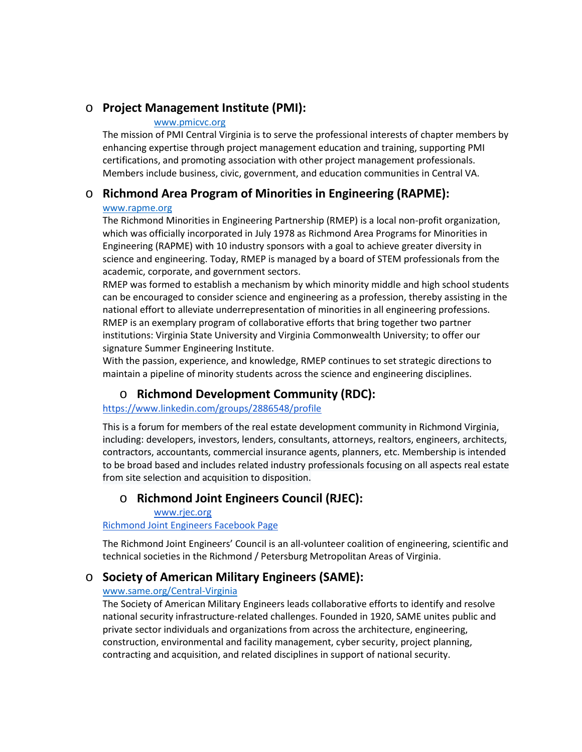- **Project Management Institute (PMI):**

  [www.pmicvc.org](http://www.pmicvc.org)

  The mission of PMI Central Virginia is to serve the professional interests of chapter members by enhancing expertise through project management education and training, supporting PMI certifications, and promoting association with other project management professionals. Members include business, civic, government, and education communities in Central VA.

- **Richmond Area Program of Minorities in Engineering (RAPME):**

  [www.rapme.org](http://www.rapme.org)

  The Richmond Minorities in Engineering Partnership (RMEP) is a local non-profit organization, which was officially incorporated in July 1978 as Richmond Area Programs for Minorities in Engineering (RAPME) with 10 industry sponsors with a goal to achieve greater diversity in science and engineering. Today, RMEP is managed by a board of STEM professionals from the academic, corporate, and government sectors.

  RMEP was formed to establish a mechanism by which minority middle and high school students can be encouraged to consider science and engineering as a profession, thereby assisting in the national effort to alleviate underrepresentation of minorities in all engineering professions.

  RMEP is an exemplary program of collaborative efforts that bring together two partner institutions: Virginia State University and Virginia Commonwealth University; to offer our signature Summer Engineering Institute.

  With the passion, experience, and knowledge, RMEP continues to set strategic directions to maintain a pipeline of minority students across the science and engineering disciplines.

- **Richmond Development Community (RDC):**

  [https://www.linkedin.com/groups/2886548/profile](https://www.linkedin.com/groups/2886548/profile)

  This is a forum for members of the real estate development community in Richmond Virginia, including: developers, investors, lenders, consultants, attorneys, realtors, engineers, architects, contractors, accountants, commercial insurance agents, planners, etc. Membership is intended to be broad based and includes related industry professionals focusing on all aspects real estate from site selection and acquisition to disposition.

- **Richmond Joint Engineers Council (RJEC):**

  [www.rjec.org](http://www.rjec.org)

  Richmond Joint Engineers Facebook Page

  The Richmond Joint Engineers' Council is an all-volunteer coalition of engineering, scientific and technical societies in the Richmond / Petersburg Metropolitan Areas of Virginia.

- **Society of American Military Engineers (SAME):**

  [www.same.org/Central-Virginia](http://www.same.org/Central-Virginia)

  The Society of American Military Engineers leads collaborative efforts to identify and resolve national security infrastructure-related challenges. Founded in 1920, SAME unites public and private sector individuals and organizations from across the architecture, engineering, construction, environmental and facility management, cyber security, project planning, contracting and acquisition, and related disciplines in support of national security.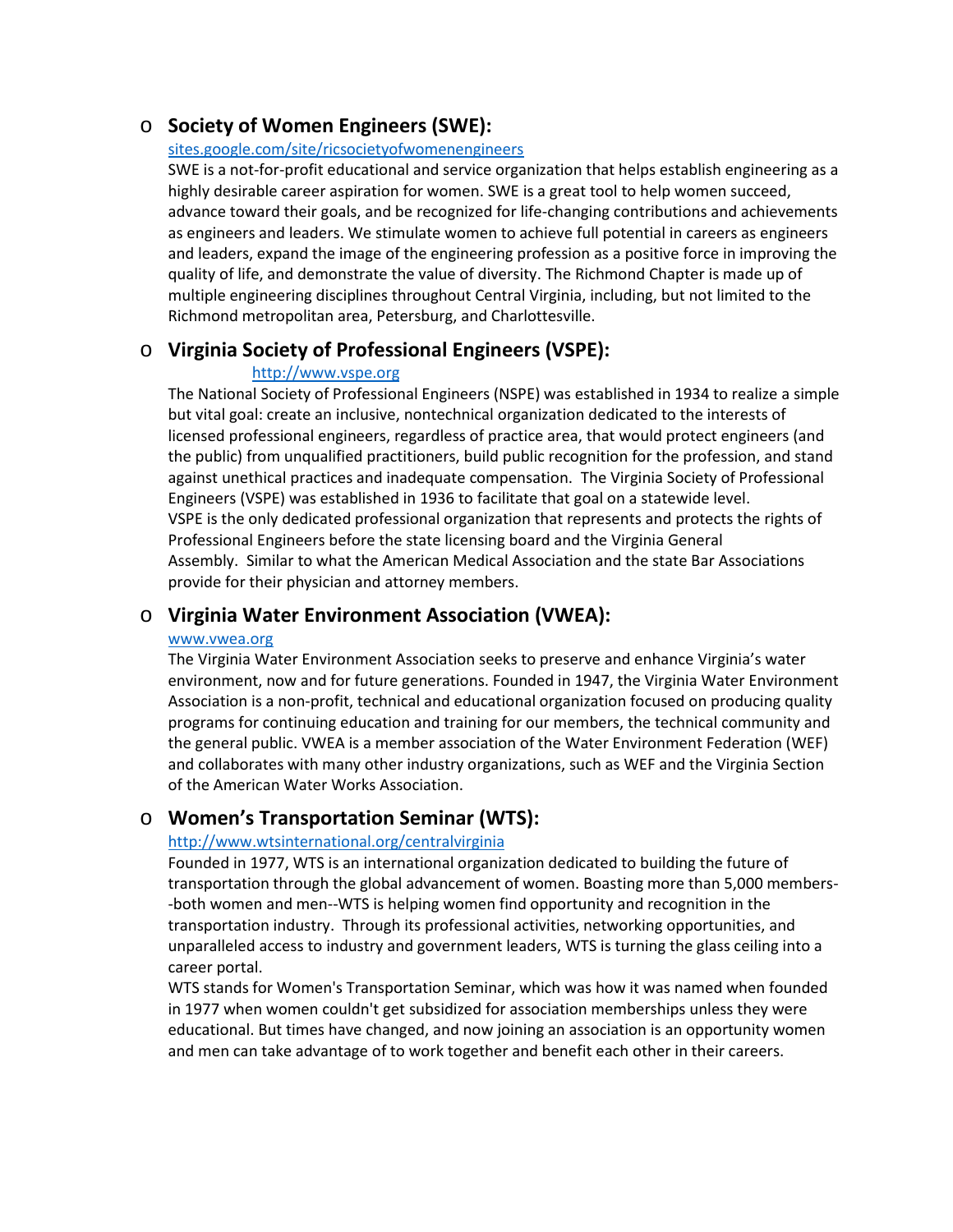- **Society of Women Engineers (SWE):**

  [sites.google.com/site/ricsocietyofwomenengineers](sites.google.com/site/ricsocietyofwomenengineers)

  SWE is a not-for-profit educational and service organization that helps establish engineering as a highly desirable career aspiration for women. SWE is a great tool to help women succeed, advance toward their goals, and be recognized for life-changing contributions and achievements as engineers and leaders. We stimulate women to achieve full potential in careers as engineers and leaders, expand the image of the engineering profession as a positive force in improving the quality of life, and demonstrate the value of diversity. The Richmond Chapter is made up of multiple engineering disciplines throughout Central Virginia, including, but not limited to the Richmond metropolitan area, Petersburg, and Charlottesville.

- **Virginia Society of Professional Engineers (VSPE):**

  [http://www.vspe.org](http://www.vspe.org)

  The National Society of Professional Engineers (NSPE) was established in 1934 to realize a simple but vital goal: create an inclusive, nontechnical organization dedicated to the interests of licensed professional engineers, regardless of practice area, that would protect engineers (and the public) from unqualified practitioners, build public recognition for the profession, and stand against unethical practices and inadequate compensation. The Virginia Society of Professional Engineers (VSPE) was established in 1936 to facilitate that goal on a statewide level.

  VSPE is the only dedicated professional organization that represents and protects the rights of Professional Engineers before the state licensing board and the Virginia General Assembly. Similar to what the American Medical Association and the state Bar Associations provide for their physician and attorney members.

- **Virginia Water Environment Association (VWEA):**

  [www.vwea.org](www.vwea.org)

  The Virginia Water Environment Association seeks to preserve and enhance Virginia's water environment, now and for future generations. Founded in 1947, the Virginia Water Environment Association is a non-profit, technical and educational organization focused on producing quality programs for continuing education and training for our members, the technical community and the general public. VWEA is a member association of the Water Environment Federation (WEF) and collaborates with many other industry organizations, such as WEF and the Virginia Section of the American Water Works Association.

- **Women's Transportation Seminar (WTS):**

  [http://www.wtsinternational.org/centralvirginia](http://www.wtsinternational.org/centralvirginia)

  Founded in 1977, WTS is an international organization dedicated to building the future of transportation through the global advancement of women. Boasting more than 5,000 members--both women and men--WTS is helping women find opportunity and recognition in the transportation industry. Through its professional activities, networking opportunities, and unparalleled access to industry and government leaders, WTS is turning the glass ceiling into a career portal.

  WTS stands for Women's Transportation Seminar, which was how it was named when founded in 1977 when women couldn't get subsidized for association memberships unless they were educational. But times have changed, and now joining an association is an opportunity women and men can take advantage of to work together and benefit each other in their careers.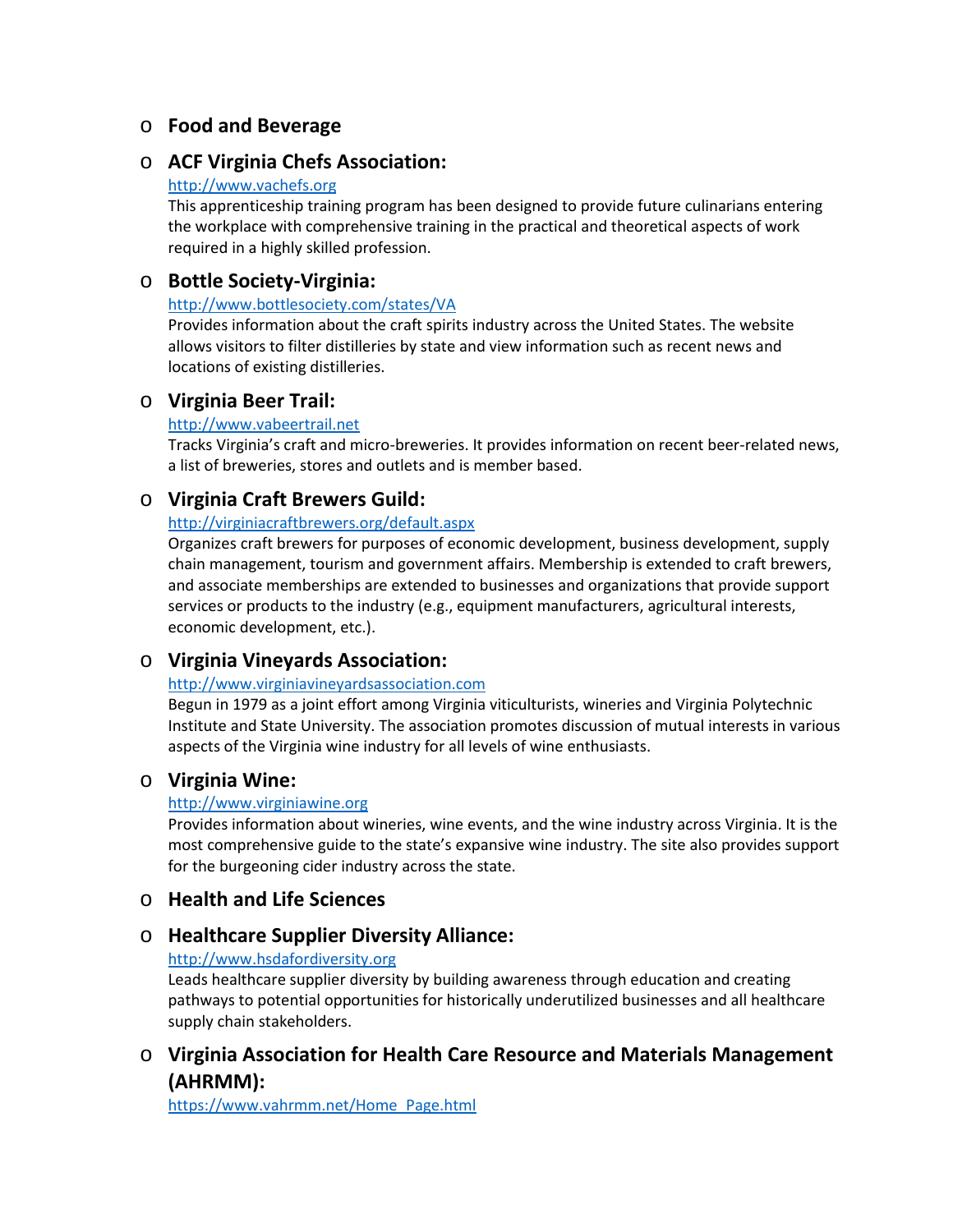- **Food and Beverage**

- **ACF Virginia Chefs Association:**
  [http://www.vachefs.org](http://www.vachefs.org)
  This apprenticeship training program has been designed to provide future culinarians entering the workplace with comprehensive training in the practical and theoretical aspects of work required in a highly skilled profession.

- **Bottle Society-Virginia:**
  [http://www.bottlesociety.com/states/VA](http://www.bottlesociety.com/states/VA)
  Provides information about the craft spirits industry across the United States. The website allows visitors to filter distilleries by state and view information such as recent news and locations of existing distilleries.

- **Virginia Beer Trail:**
  [http://www.vabeertrail.net](http://www.vabeertrail.net)
  Tracks Virginia's craft and micro-breweries. It provides information on recent beer-related news, a list of breweries, stores and outlets and is member based.

- **Virginia Craft Brewers Guild:**
  [http://virginiacraftbrewers.org/default.aspx](http://virginiacraftbrewers.org/default.aspx)
  Organizes craft brewers for purposes of economic development, business development, supply chain management, tourism and government affairs. Membership is extended to craft brewers, and associate memberships are extended to businesses and organizations that provide support services or products to the industry (e.g., equipment manufacturers, agricultural interests, economic development, etc.).

- **Virginia Vineyards Association:**
  [http://www.virginiavineyardsassociation.com](http://www.virginiavineyardsassociation.com)
  Begun in 1979 as a joint effort among Virginia viticulturists, wineries and Virginia Polytechnic Institute and State University. The association promotes discussion of mutual interests in various aspects of the Virginia wine industry for all levels of wine enthusiasts.

- **Virginia Wine:**
  [http://www.virginiawine.org](http://www.virginiawine.org)
  Provides information about wineries, wine events, and the wine industry across Virginia. It is the most comprehensive guide to the state's expansive wine industry. The site also provides support for the burgeoning cider industry across the state.

- **Health and Life Sciences**

- **Healthcare Supplier Diversity Alliance:**
  [http://www.hsdafordiversity.org](http://www.hsdafordiversity.org)
  Leads healthcare supplier diversity by building awareness through education and creating pathways to potential opportunities for historically underutilized businesses and all healthcare supply chain stakeholders.

- **Virginia Association for Health Care Resource and Materials Management (AHRMM):**
  [https://www.vahrmm.net/Home_Page.html](https://www.vahrmm.net/Home_Page.html)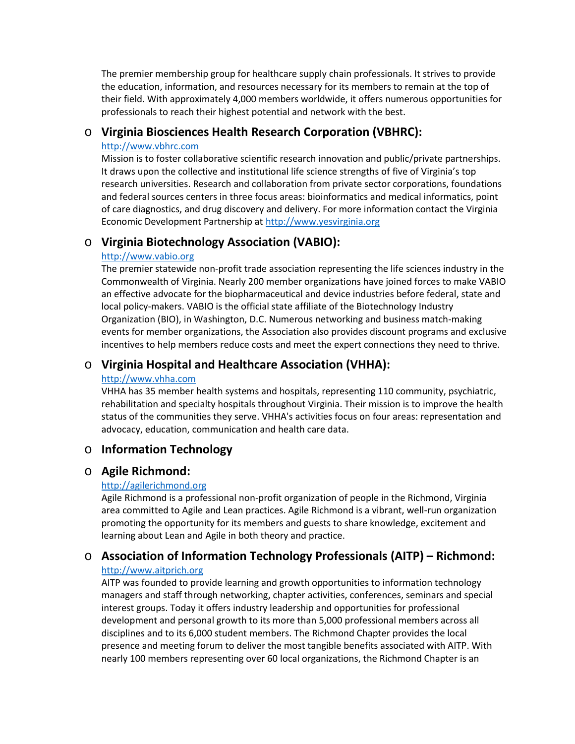The premier membership group for healthcare supply chain professionals. It strives to provide the education, information, and resources necessary for its members to remain at the top of their field. With approximately 4,000 members worldwide, it offers numerous opportunities for professionals to reach their highest potential and network with the best.

- **Virginia Biosciences Health Research Corporation (VBHRC):**
  http://www.vbhrc.com
  Mission is to foster collaborative scientific research innovation and public/private partnerships. It draws upon the collective and institutional life science strengths of five of Virginia's top research universities. Research and collaboration from private sector corporations, foundations and federal sources centers in three focus areas: bioinformatics and medical informatics, point of care diagnostics, and drug discovery and delivery. For more information contact the Virginia Economic Development Partnership at http://www.yesvirginia.org

- **Virginia Biotechnology Association (VABIO):**
  http://www.vabio.org
  The premier statewide non-profit trade association representing the life sciences industry in the Commonwealth of Virginia. Nearly 200 member organizations have joined forces to make VABIO an effective advocate for the biopharmaceutical and device industries before federal, state and local policy-makers. VABIO is the official state affiliate of the Biotechnology Industry Organization (BIO), in Washington, D.C. Numerous networking and business match-making events for member organizations, the Association also provides discount programs and exclusive incentives to help members reduce costs and meet the expert connections they need to thrive.

- **Virginia Hospital and Healthcare Association (VHHA):**
  http://www.vhha.com
  VHHA has 35 member health systems and hospitals, representing 110 community, psychiatric, rehabilitation and specialty hospitals throughout Virginia. Their mission is to improve the health status of the communities they serve. VHHA's activities focus on four areas: representation and advocacy, education, communication and health care data.

- **Information Technology**

- **Agile Richmond:**
  http://agilerichmond.org
  Agile Richmond is a professional non-profit organization of people in the Richmond, Virginia area committed to Agile and Lean practices. Agile Richmond is a vibrant, well-run organization promoting the opportunity for its members and guests to share knowledge, excitement and learning about Lean and Agile in both theory and practice.

- **Association of Information Technology Professionals (AITP) – Richmond:**
  http://www.aitprich.org
  AITP was founded to provide learning and growth opportunities to information technology managers and staff through networking, chapter activities, conferences, seminars and special interest groups. Today it offers industry leadership and opportunities for professional development and personal growth to its more than 5,000 professional members across all disciplines and to its 6,000 student members. The Richmond Chapter provides the local presence and meeting forum to deliver the most tangible benefits associated with AITP. With nearly 100 members representing over 60 local organizations, the Richmond Chapter is an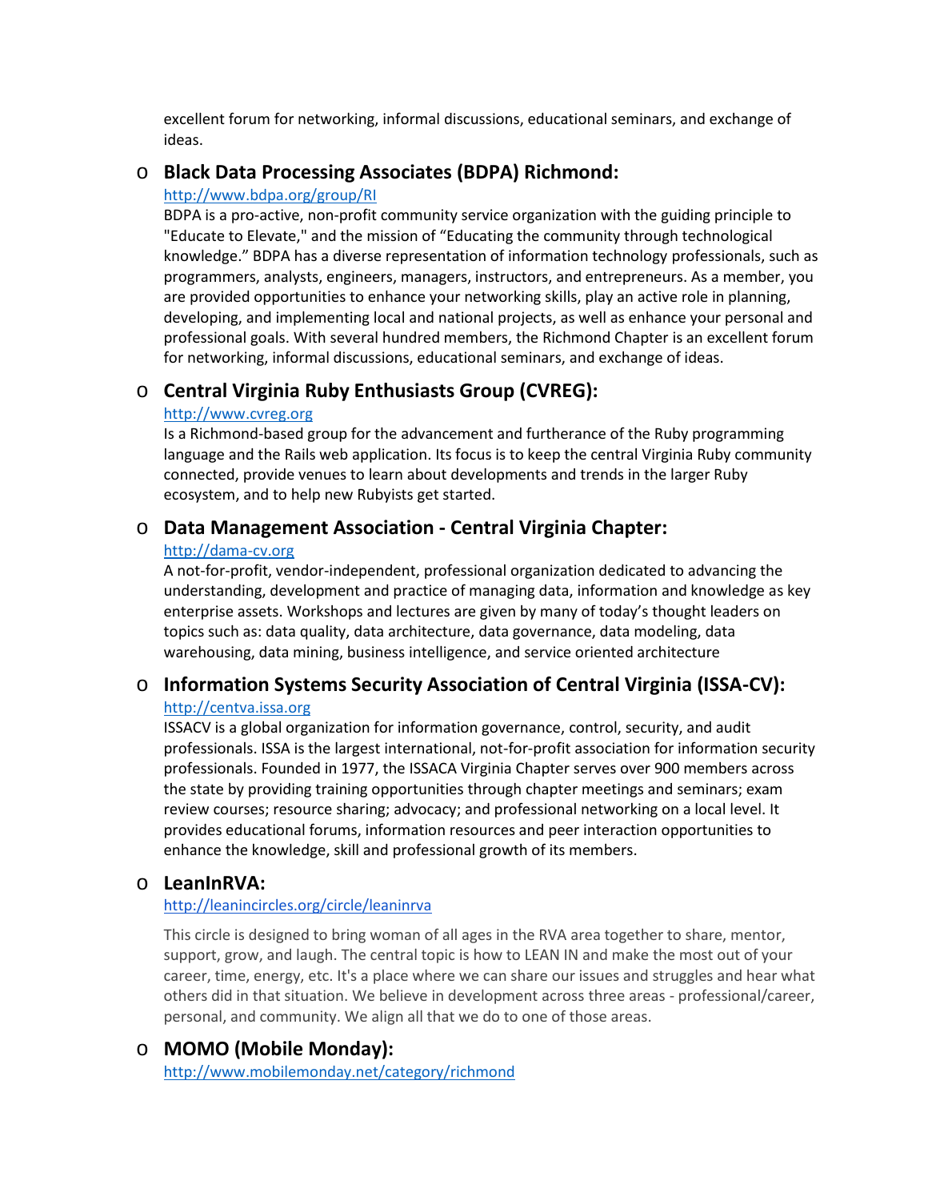excellent forum for networking, informal discussions, educational seminars, and exchange of ideas.

- **Black Data Processing Associates (BDPA) Richmond:**
  [http://www.bdpa.org/group/RI](http://www.bdpa.org/group/RI)
  BDPA is a pro-active, non-profit community service organization with the guiding principle to "Educate to Elevate," and the mission of "Educating the community through technological knowledge." BDPA has a diverse representation of information technology professionals, such as programmers, analysts, engineers, managers, instructors, and entrepreneurs. As a member, you are provided opportunities to enhance your networking skills, play an active role in planning, developing, and implementing local and national projects, as well as enhance your personal and professional goals. With several hundred members, the Richmond Chapter is an excellent forum for networking, informal discussions, educational seminars, and exchange of ideas.

- **Central Virginia Ruby Enthusiasts Group (CVREG):**
  [http://www.cvreg.org](http://www.cvreg.org)
  Is a Richmond-based group for the advancement and furtherance of the Ruby programming language and the Rails web application. Its focus is to keep the central Virginia Ruby community connected, provide venues to learn about developments and trends in the larger Ruby ecosystem, and to help new Rubyists get started.

- **Data Management Association - Central Virginia Chapter:**
  [http://dama-cv.org](http://dama-cv.org)
  A not-for-profit, vendor-independent, professional organization dedicated to advancing the understanding, development and practice of managing data, information and knowledge as key enterprise assets. Workshops and lectures are given by many of today's thought leaders on topics such as: data quality, data architecture, data governance, data modeling, data warehousing, data mining, business intelligence, and service oriented architecture

- **Information Systems Security Association of Central Virginia (ISSA-CV):**
  [http://centva.issa.org](http://centva.issa.org)
  ISSACV is a global organization for information governance, control, security, and audit professionals. ISSA is the largest international, not-for-profit association for information security professionals. Founded in 1977, the ISSACA Virginia Chapter serves over 900 members across the state by providing training opportunities through chapter meetings and seminars; exam review courses; resource sharing; advocacy; and professional networking on a local level. It provides educational forums, information resources and peer interaction opportunities to enhance the knowledge, skill and professional growth of its members.

- **LeanInRVA:**
  [http://leanincircles.org/circle/leaninrva](http://leanincircles.org/circle/leaninrva)

  This circle is designed to bring woman of all ages in the RVA area together to share, mentor, support, grow, and laugh. The central topic is how to LEAN IN and make the most out of your career, time, energy, etc. It's a place where we can share our issues and struggles and hear what others did in that situation. We believe in development across three areas - professional/career, personal, and community. We align all that we do to one of those areas.

- **MOMO (Mobile Monday):**
  [http://www.mobilemonday.net/category/richmond](http://www.mobilemonday.net/category/richmond)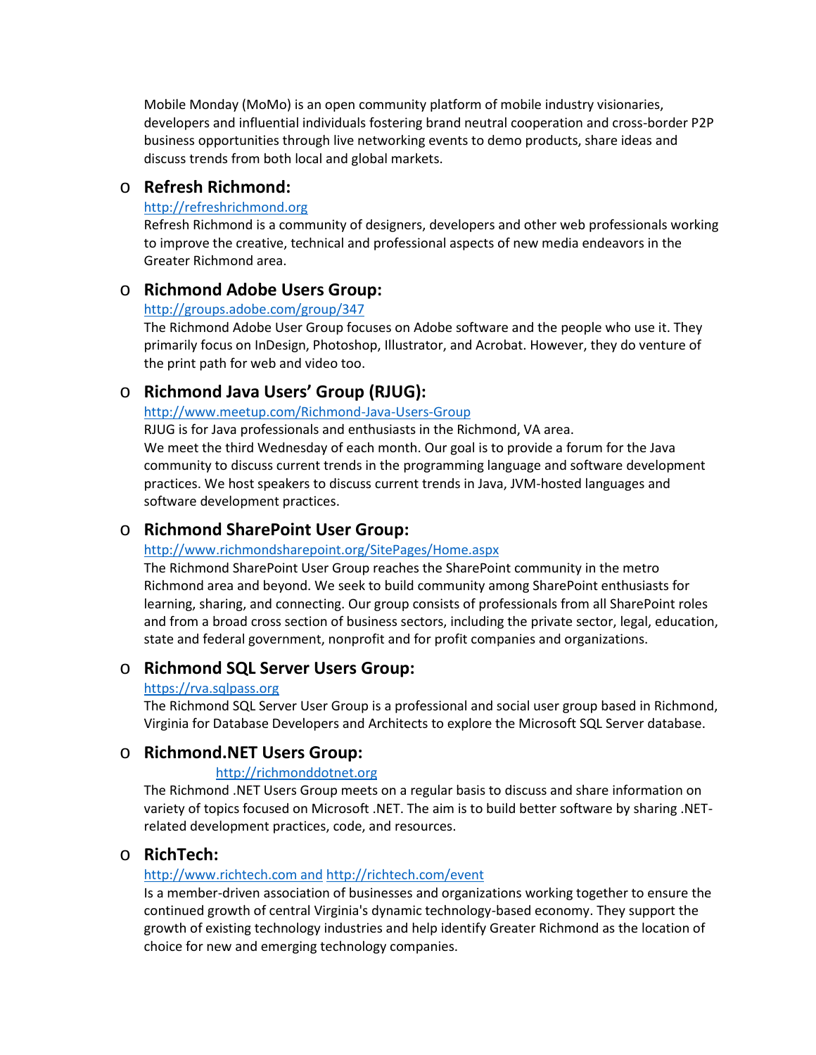Mobile Monday (MoMo) is an open community platform of mobile industry visionaries, developers and influential individuals fostering brand neutral cooperation and cross-border P2P business opportunities through live networking events to demo products, share ideas and discuss trends from both local and global markets.

- **Refresh Richmond:**
  http://refreshrichmond.org
  Refresh Richmond is a community of designers, developers and other web professionals working to improve the creative, technical and professional aspects of new media endeavors in the Greater Richmond area.

- **Richmond Adobe Users Group:**
  http://groups.adobe.com/group/347
  The Richmond Adobe User Group focuses on Adobe software and the people who use it. They primarily focus on InDesign, Photoshop, Illustrator, and Acrobat. However, they do venture of the print path for web and video too.

- **Richmond Java Users' Group (RJUG):**
  http://www.meetup.com/Richmond-Java-Users-Group
  RJUG is for Java professionals and enthusiasts in the Richmond, VA area.
  We meet the third Wednesday of each month. Our goal is to provide a forum for the Java community to discuss current trends in the programming language and software development practices. We host speakers to discuss current trends in Java, JVM-hosted languages and software development practices.

- **Richmond SharePoint User Group:**
  http://www.richmondsharepoint.org/SitePages/Home.aspx
  The Richmond SharePoint User Group reaches the SharePoint community in the metro Richmond area and beyond. We seek to build community among SharePoint enthusiasts for learning, sharing, and connecting. Our group consists of professionals from all SharePoint roles and from a broad cross section of business sectors, including the private sector, legal, education, state and federal government, nonprofit and for profit companies and organizations.

- **Richmond SQL Server Users Group:**
  https://rva.sqlpass.org
  The Richmond SQL Server User Group is a professional and social user group based in Richmond, Virginia for Database Developers and Architects to explore the Microsoft SQL Server database.

- **Richmond.NET Users Group:**
  http://richmonddotnet.org
  The Richmond .NET Users Group meets on a regular basis to discuss and share information on variety of topics focused on Microsoft .NET. The aim is to build better software by sharing .NET-related development practices, code, and resources.

- **RichTech:**
  http://www.richtech.com and http://richtech.com/event
  Is a member-driven association of businesses and organizations working together to ensure the continued growth of central Virginia's dynamic technology-based economy. They support the growth of existing technology industries and help identify Greater Richmond as the location of choice for new and emerging technology companies.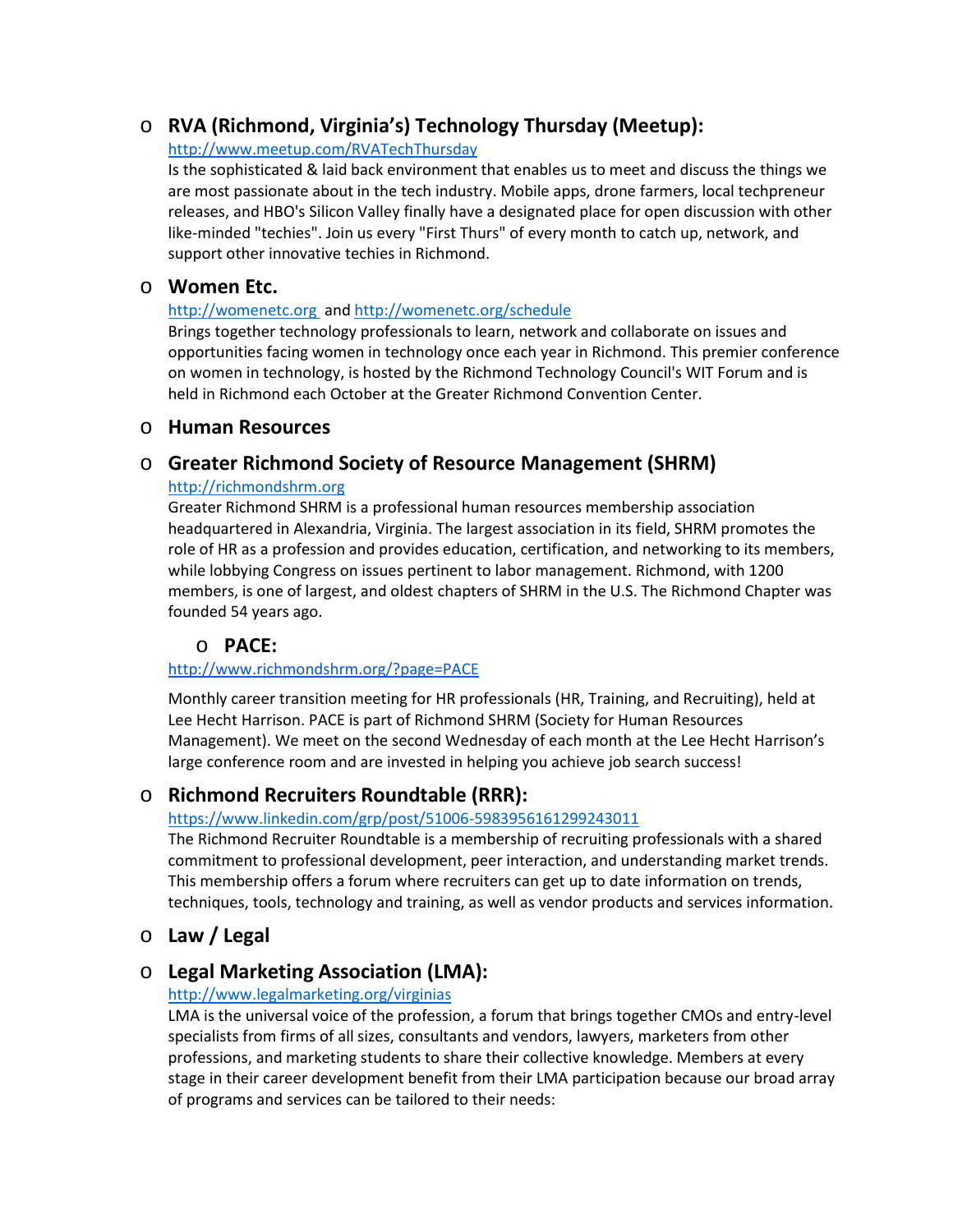- **RVA (Richmond, Virginia's) Technology Thursday (Meetup):**

  http://www.meetup.com/RVATechThursday

  Is the sophisticated & laid back environment that enables us to meet and discuss the things we are most passionate about in the tech industry. Mobile apps, drone farmers, local techpreneur releases, and HBO's Silicon Valley finally have a designated place for open discussion with other like-minded "techies". Join us every "First Thurs" of every month to catch up, network, and support other innovative techies in Richmond.

- **Women Etc.**

  http://womenetc.org and http://womenetc.org/schedule

  Brings together technology professionals to learn, network and collaborate on issues and opportunities facing women in technology once each year in Richmond. This premier conference on women in technology, is hosted by the Richmond Technology Council's WIT Forum and is held in Richmond each October at the Greater Richmond Convention Center.

- **Human Resources**

- **Greater Richmond Society of Resource Management (SHRM)**

  http://richmondshrm.org

  Greater Richmond SHRM is a professional human resources membership association headquartered in Alexandria, Virginia. The largest association in its field, SHRM promotes the role of HR as a profession and provides education, certification, and networking to its members, while lobbying Congress on issues pertinent to labor management. Richmond, with 1200 members, is one of largest, and oldest chapters of SHRM in the U.S. The Richmond Chapter was founded 54 years ago.

  - **PACE:**

  http://www.richmondshrm.org/?page=PACE

  Monthly career transition meeting for HR professionals (HR, Training, and Recruiting), held at Lee Hecht Harrison. PACE is part of Richmond SHRM (Society for Human Resources Management). We meet on the second Wednesday of each month at the Lee Hecht Harrison's large conference room and are invested in helping you achieve job search success!

- **Richmond Recruiters Roundtable (RRR):**

  https://www.linkedin.com/grp/post/51006-5983956161299243011

  The Richmond Recruiter Roundtable is a membership of recruiting professionals with a shared commitment to professional development, peer interaction, and understanding market trends. This membership offers a forum where recruiters can get up to date information on trends, techniques, tools, technology and training, as well as vendor products and services information.

- **Law / Legal**

- **Legal Marketing Association (LMA):**

  http://www.legalmarketing.org/virginias

  LMA is the universal voice of the profession, a forum that brings together CMOs and entry-level specialists from firms of all sizes, consultants and vendors, lawyers, marketers from other professions, and marketing students to share their collective knowledge. Members at every stage in their career development benefit from their LMA participation because our broad array of programs and services can be tailored to their needs: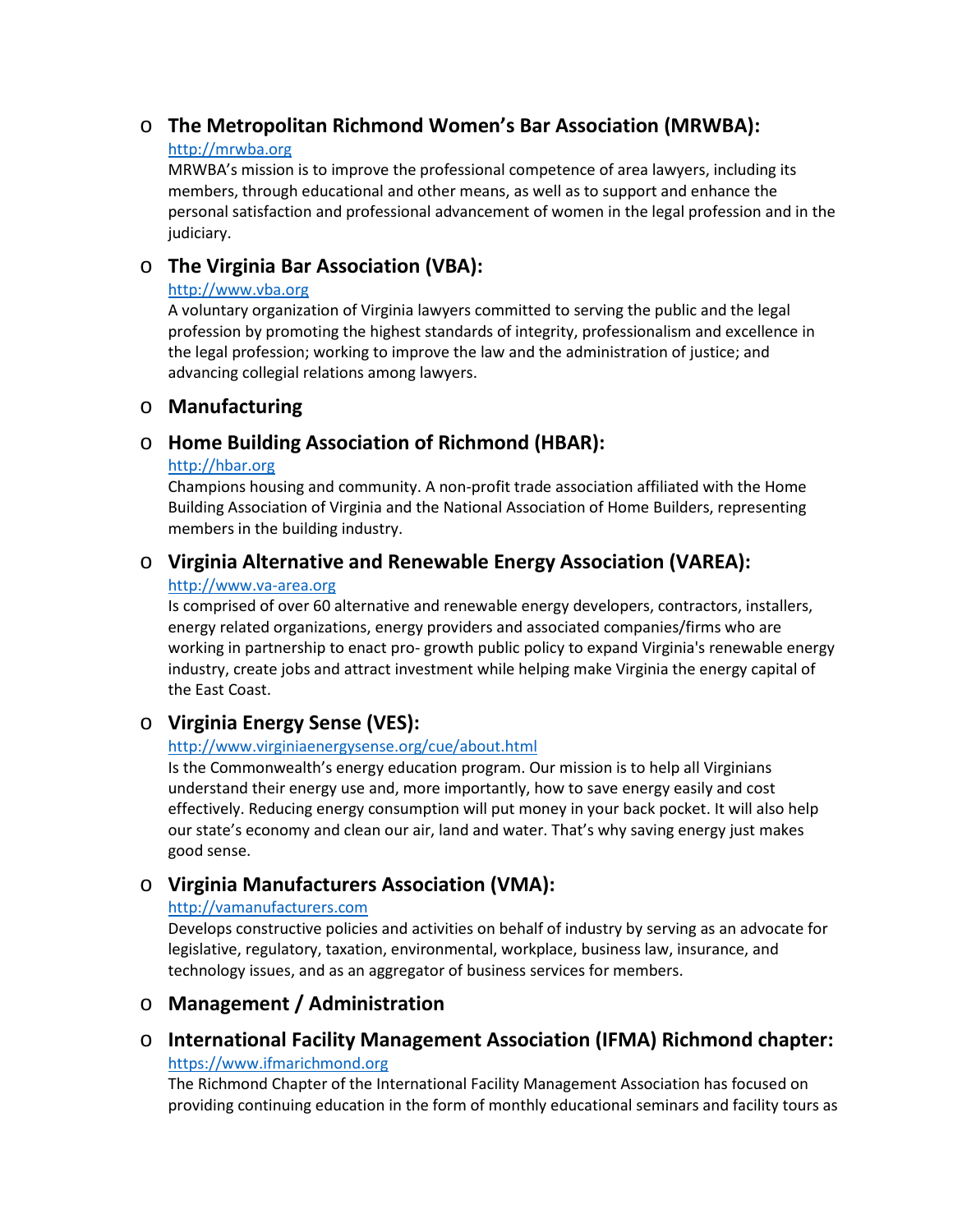- **The Metropolitan Richmond Women's Bar Association (MRWBA):**
  [http://mrwba.org](http://mrwba.org)
  MRWBA's mission is to improve the professional competence of area lawyers, including its members, through educational and other means, as well as to support and enhance the personal satisfaction and professional advancement of women in the legal profession and in the judiciary.

- **The Virginia Bar Association (VBA):**
  [http://www.vba.org](http://www.vba.org)
  A voluntary organization of Virginia lawyers committed to serving the public and the legal profession by promoting the highest standards of integrity, professionalism and excellence in the legal profession; working to improve the law and the administration of justice; and advancing collegial relations among lawyers.

- **Manufacturing**

- **Home Building Association of Richmond (HBAR):**
  [http://hbar.org](http://hbar.org)
  Champions housing and community. A non-profit trade association affiliated with the Home Building Association of Virginia and the National Association of Home Builders, representing members in the building industry.

- **Virginia Alternative and Renewable Energy Association (VAREA):**
  [http://www.va-area.org](http://www.va-area.org)
  Is comprised of over 60 alternative and renewable energy developers, contractors, installers, energy related organizations, energy providers and associated companies/firms who are working in partnership to enact pro- growth public policy to expand Virginia's renewable energy industry, create jobs and attract investment while helping make Virginia the energy capital of the East Coast.

- **Virginia Energy Sense (VES):**
  [http://www.virginiaenergysense.org/cue/about.html](http://www.virginiaenergysense.org/cue/about.html)
  Is the Commonwealth's energy education program. Our mission is to help all Virginians understand their energy use and, more importantly, how to save energy easily and cost effectively. Reducing energy consumption will put money in your back pocket. It will also help our state's economy and clean our air, land and water. That's why saving energy just makes good sense.

- **Virginia Manufacturers Association (VMA):**
  [http://vamanufacturers.com](http://vamanufacturers.com)
  Develops constructive policies and activities on behalf of industry by serving as an advocate for legislative, regulatory, taxation, environmental, workplace, business law, insurance, and technology issues, and as an aggregator of business services for members.

- **Management / Administration**

- **International Facility Management Association (IFMA) Richmond chapter:**
  [https://www.ifmarichmond.org](https://www.ifmarichmond.org)
  The Richmond Chapter of the International Facility Management Association has focused on providing continuing education in the form of monthly educational seminars and facility tours as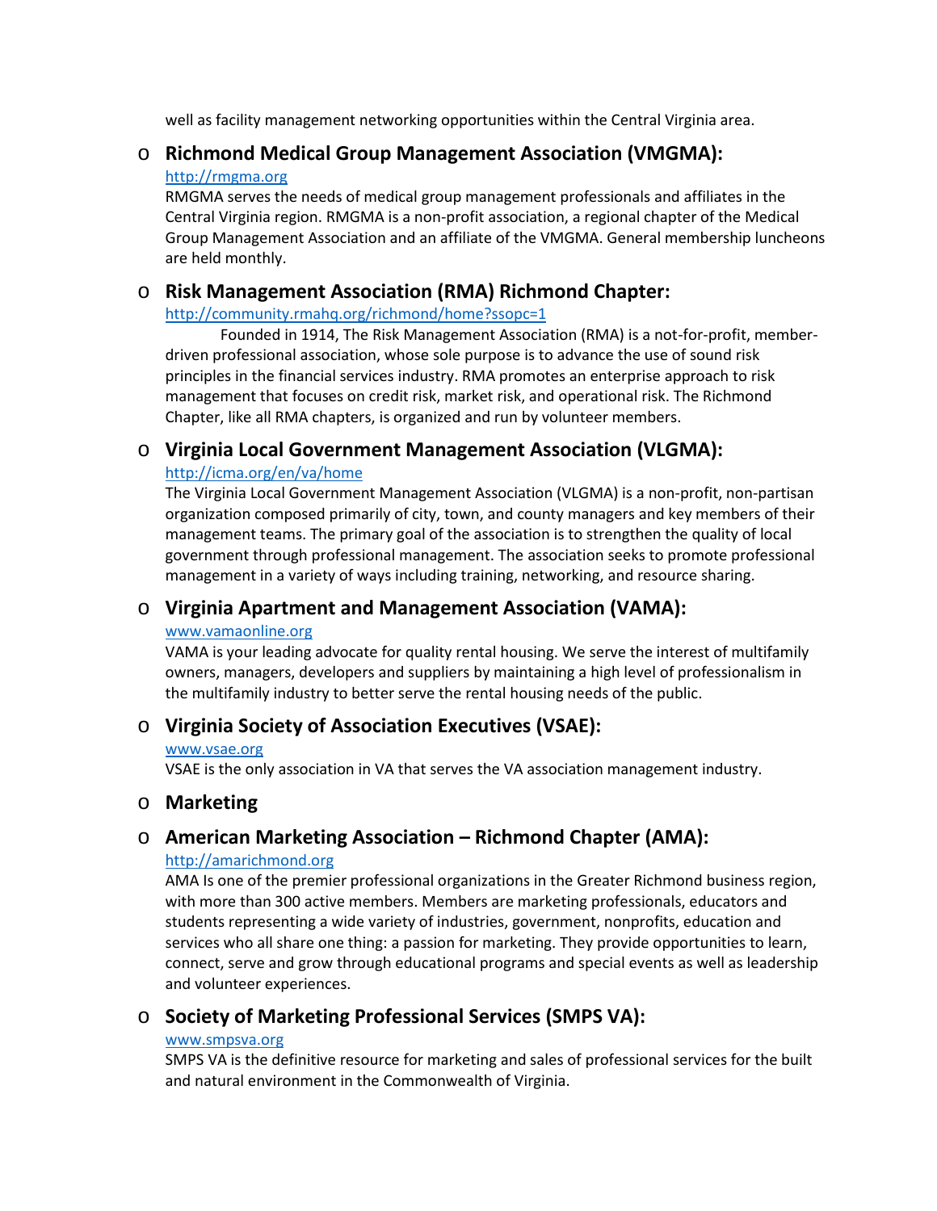well as facility management networking opportunities within the Central Virginia area.

- **Richmond Medical Group Management Association (VMGMA):**
  http://rmgma.org
  RMGMA serves the needs of medical group management professionals and affiliates in the Central Virginia region. RMGMA is a non-profit association, a regional chapter of the Medical Group Management Association and an affiliate of the VMGMA. General membership luncheons are held monthly.

- **Risk Management Association (RMA) Richmond Chapter:**
  http://community.rmahq.org/richmond/home?ssopc=1
  Founded in 1914, The Risk Management Association (RMA) is a not-for-profit, member-driven professional association, whose sole purpose is to advance the use of sound risk principles in the financial services industry. RMA promotes an enterprise approach to risk management that focuses on credit risk, market risk, and operational risk. The Richmond Chapter, like all RMA chapters, is organized and run by volunteer members.

- **Virginia Local Government Management Association (VLGMA):**
  http://icma.org/en/va/home
  The Virginia Local Government Management Association (VLGMA) is a non-profit, non-partisan organization composed primarily of city, town, and county managers and key members of their management teams. The primary goal of the association is to strengthen the quality of local government through professional management. The association seeks to promote professional management in a variety of ways including training, networking, and resource sharing.

- **Virginia Apartment and Management Association (VAMA):**
  www.vamaonline.org
  VAMA is your leading advocate for quality rental housing. We serve the interest of multifamily owners, managers, developers and suppliers by maintaining a high level of professionalism in the multifamily industry to better serve the rental housing needs of the public.

- **Virginia Society of Association Executives (VSAE):**
  www.vsae.org
  VSAE is the only association in VA that serves the VA association management industry.

- **Marketing**

- **American Marketing Association – Richmond Chapter (AMA):**
  http://amarichmond.org
  AMA Is one of the premier professional organizations in the Greater Richmond business region, with more than 300 active members. Members are marketing professionals, educators and students representing a wide variety of industries, government, nonprofits, education and services who all share one thing: a passion for marketing. They provide opportunities to learn, connect, serve and grow through educational programs and special events as well as leadership and volunteer experiences.

- **Society of Marketing Professional Services (SMPS VA):**
  www.smpsva.org
  SMPS VA is the definitive resource for marketing and sales of professional services for the built and natural environment in the Commonwealth of Virginia.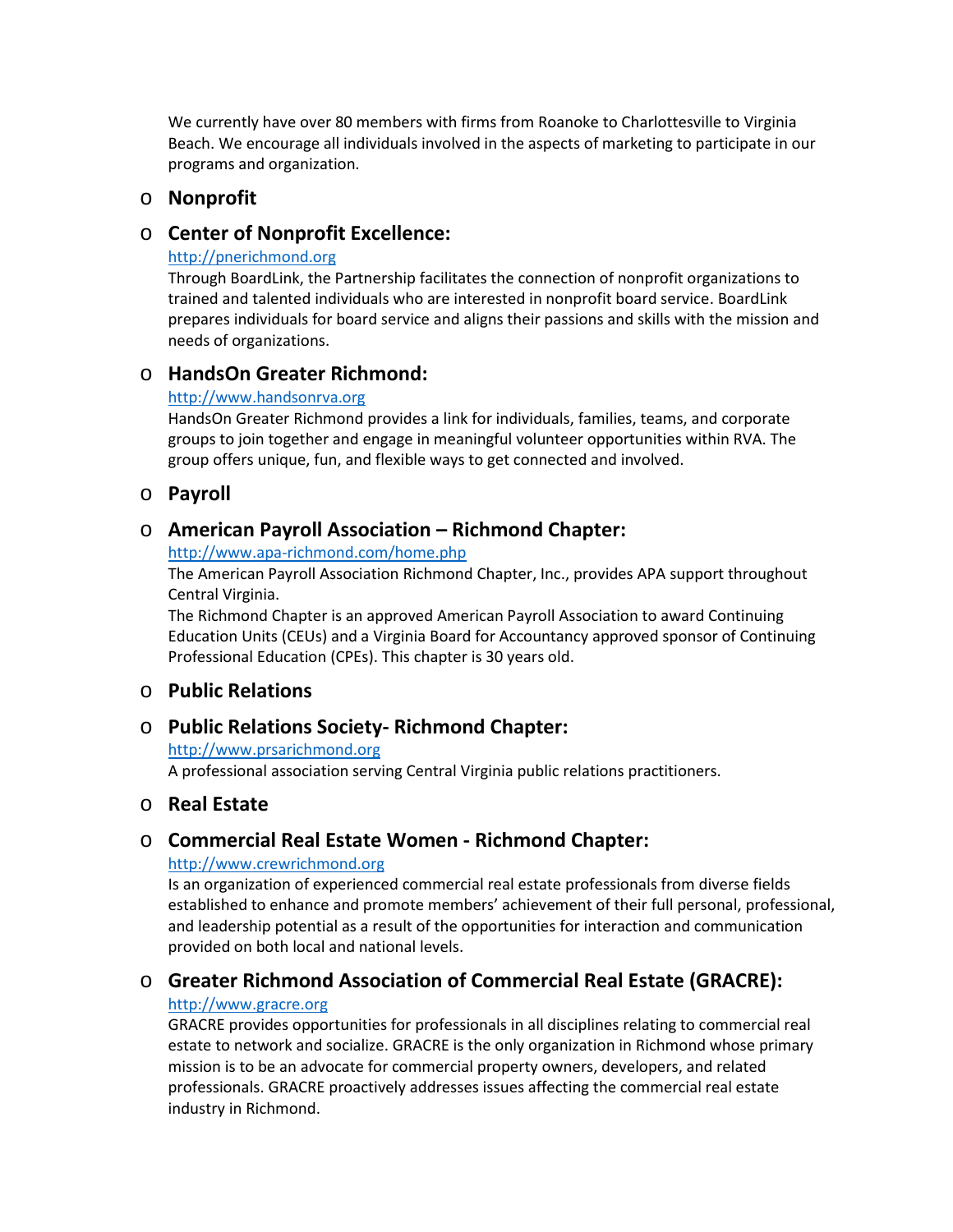We currently have over 80 members with firms from Roanoke to Charlottesville to Virginia Beach. We encourage all individuals involved in the aspects of marketing to participate in our programs and organization.

- **Nonprofit**
- **Center of Nonprofit Excellence:**
  http://pnerichmond.org
  Through BoardLink, the Partnership facilitates the connection of nonprofit organizations to trained and talented individuals who are interested in nonprofit board service. BoardLink prepares individuals for board service and aligns their passions and skills with the mission and needs of organizations.
- **HandsOn Greater Richmond:**
  http://www.handsonrva.org
  HandsOn Greater Richmond provides a link for individuals, families, teams, and corporate groups to join together and engage in meaningful volunteer opportunities within RVA. The group offers unique, fun, and flexible ways to get connected and involved.
- **Payroll**
- **American Payroll Association – Richmond Chapter:**
  http://www.apa-richmond.com/home.php
  The American Payroll Association Richmond Chapter, Inc., provides APA support throughout Central Virginia.
  The Richmond Chapter is an approved American Payroll Association to award Continuing Education Units (CEUs) and a Virginia Board for Accountancy approved sponsor of Continuing Professional Education (CPEs). This chapter is 30 years old.
- **Public Relations**
- **Public Relations Society- Richmond Chapter:**
  http://www.prsarichmond.org
  A professional association serving Central Virginia public relations practitioners.
- **Real Estate**
- **Commercial Real Estate Women - Richmond Chapter:**
  http://www.crewrichmond.org
  Is an organization of experienced commercial real estate professionals from diverse fields established to enhance and promote members' achievement of their full personal, professional, and leadership potential as a result of the opportunities for interaction and communication provided on both local and national levels.
- **Greater Richmond Association of Commercial Real Estate (GRACRE):**
  http://www.gracre.org
  GRACRE provides opportunities for professionals in all disciplines relating to commercial real estate to network and socialize. GRACRE is the only organization in Richmond whose primary mission is to be an advocate for commercial property owners, developers, and related professionals. GRACRE proactively addresses issues affecting the commercial real estate industry in Richmond.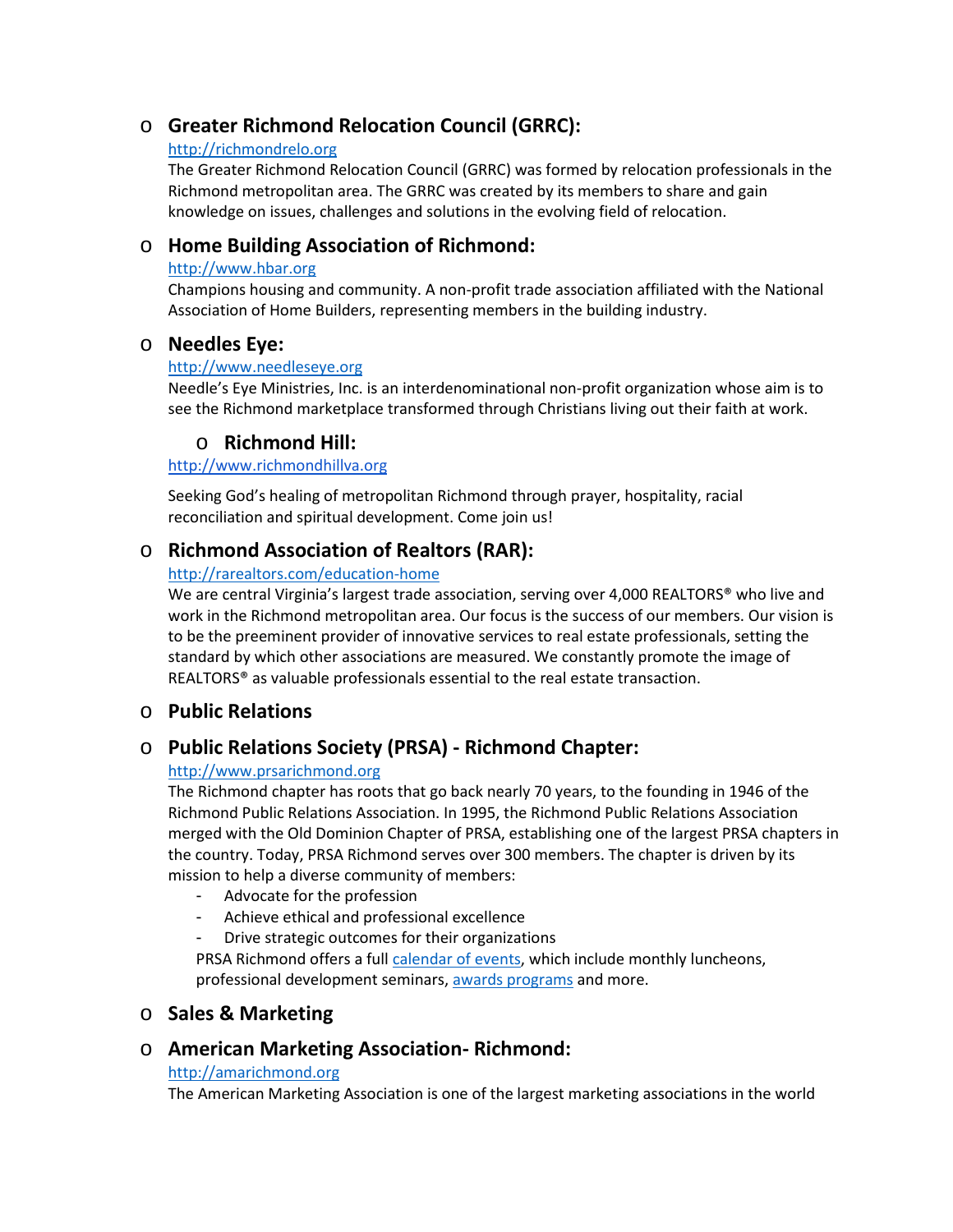- **Greater Richmond Relocation Council (GRRC):**

  http://richmondrelo.org

  The Greater Richmond Relocation Council (GRRC) was formed by relocation professionals in the Richmond metropolitan area. The GRRC was created by its members to share and gain knowledge on issues, challenges and solutions in the evolving field of relocation.

- **Home Building Association of Richmond:**

  http://www.hbar.org

  Champions housing and community. A non-profit trade association affiliated with the National Association of Home Builders, representing members in the building industry.

- **Needles Eye:**

  http://www.needleseye.org

  Needle's Eye Ministries, Inc. is an interdenominational non-profit organization whose aim is to see the Richmond marketplace transformed through Christians living out their faith at work.

- **Richmond Hill:**

  http://www.richmondhillva.org

  Seeking God's healing of metropolitan Richmond through prayer, hospitality, racial reconciliation and spiritual development. Come join us!

- **Richmond Association of Realtors (RAR):**

  http://rarealtors.com/education-home

  We are central Virginia's largest trade association, serving over 4,000 REALTORS® who live and work in the Richmond metropolitan area. Our focus is the success of our members. Our vision is to be the preeminent provider of innovative services to real estate professionals, setting the standard by which other associations are measured. We constantly promote the image of REALTORS® as valuable professionals essential to the real estate transaction.

- **Public Relations**

- **Public Relations Society (PRSA) - Richmond Chapter:**

  http://www.prsarichmond.org

  The Richmond chapter has roots that go back nearly 70 years, to the founding in 1946 of the Richmond Public Relations Association. In 1995, the Richmond Public Relations Association merged with the Old Dominion Chapter of PRSA, establishing one of the largest PRSA chapters in the country. Today, PRSA Richmond serves over 300 members. The chapter is driven by its mission to help a diverse community of members:

  - Advocate for the profession
  - Achieve ethical and professional excellence
  - Drive strategic outcomes for their organizations

  PRSA Richmond offers a full calendar of events, which include monthly luncheons, professional development seminars, awards programs and more.

- **Sales & Marketing**

- **American Marketing Association- Richmond:**

  http://amarichmond.org

  The American Marketing Association is one of the largest marketing associations in the world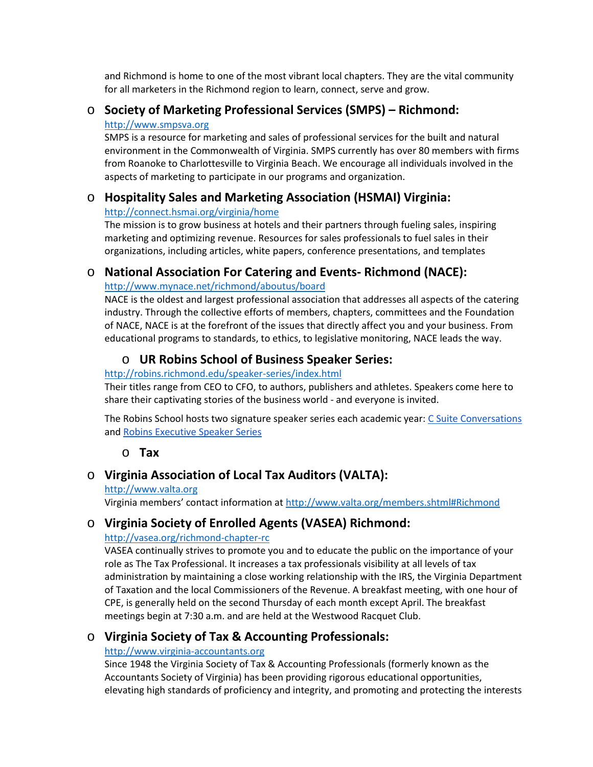and Richmond is home to one of the most vibrant local chapters. They are the vital community for all marketers in the Richmond region to learn, connect, serve and grow.

- **Society of Marketing Professional Services (SMPS) – Richmond:**
  [http://www.smpsva.org](http://www.smpsva.org)
  SMPS is a resource for marketing and sales of professional services for the built and natural environment in the Commonwealth of Virginia. SMPS currently has over 80 members with firms from Roanoke to Charlottesville to Virginia Beach. We encourage all individuals involved in the aspects of marketing to participate in our programs and organization.

- **Hospitality Sales and Marketing Association (HSMAI) Virginia:**
  [http://connect.hsmai.org/virginia/home](http://connect.hsmai.org/virginia/home)
  The mission is to grow business at hotels and their partners through fueling sales, inspiring marketing and optimizing revenue. Resources for sales professionals to fuel sales in their organizations, including articles, white papers, conference presentations, and templates

- **National Association For Catering and Events- Richmond (NACE):**
  [http://www.mynace.net/richmond/aboutus/board](http://www.mynace.net/richmond/aboutus/board)
  NACE is the oldest and largest professional association that addresses all aspects of the catering industry. Through the collective efforts of members, chapters, committees and the Foundation of NACE, NACE is at the forefront of the issues that directly affect you and your business. From educational programs to standards, to ethics, to legislative monitoring, NACE leads the way.

- **UR Robins School of Business Speaker Series:**
  [http://robins.richmond.edu/speaker-series/index.html](http://robins.richmond.edu/speaker-series/index.html)
  Their titles range from CEO to CFO, to authors, publishers and athletes. Speakers come here to share their captivating stories of the business world - and everyone is invited.

  The Robins School hosts two signature speaker series each academic year: C Suite Conversations and Robins Executive Speaker Series

- **Tax**

- **Virginia Association of Local Tax Auditors (VALTA):**
  [http://www.valta.org](http://www.valta.org)
  Virginia members' contact information at [http://www.valta.org/members.shtml#Richmond](http://www.valta.org/members.shtml#Richmond)

- **Virginia Society of Enrolled Agents (VASEA) Richmond:**
  [http://vasea.org/richmond-chapter-rc](http://vasea.org/richmond-chapter-rc)
  VASEA continually strives to promote you and to educate the public on the importance of your role as The Tax Professional. It increases a tax professionals visibility at all levels of tax administration by maintaining a close working relationship with the IRS, the Virginia Department of Taxation and the local Commissioners of the Revenue. A breakfast meeting, with one hour of CPE, is generally held on the second Thursday of each month except April. The breakfast meetings begin at 7:30 a.m. and are held at the Westwood Racquet Club.

- **Virginia Society of Tax & Accounting Professionals:**
  [http://www.virginia-accountants.org](http://www.virginia-accountants.org)
  Since 1948 the Virginia Society of Tax & Accounting Professionals (formerly known as the Accountants Society of Virginia) has been providing rigorous educational opportunities, elevating high standards of proficiency and integrity, and promoting and protecting the interests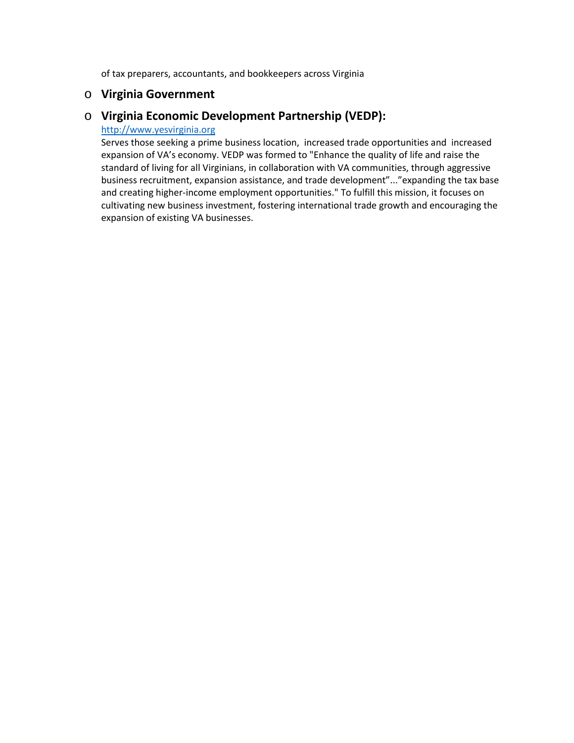of tax preparers, accountants, and bookkeepers across Virginia

- **Virginia Government**

- **Virginia Economic Development Partnership (VEDP):**
  http://www.yesvirginia.org
  Serves those seeking a prime business location,  increased trade opportunities and  increased expansion of VA's economy. VEDP was formed to "Enhance the quality of life and raise the standard of living for all Virginians, in collaboration with VA communities, through aggressive business recruitment, expansion assistance, and trade development"..."expanding the tax base and creating higher-income employment opportunities." To fulfill this mission, it focuses on cultivating new business investment, fostering international trade growth and encouraging the expansion of existing VA businesses.